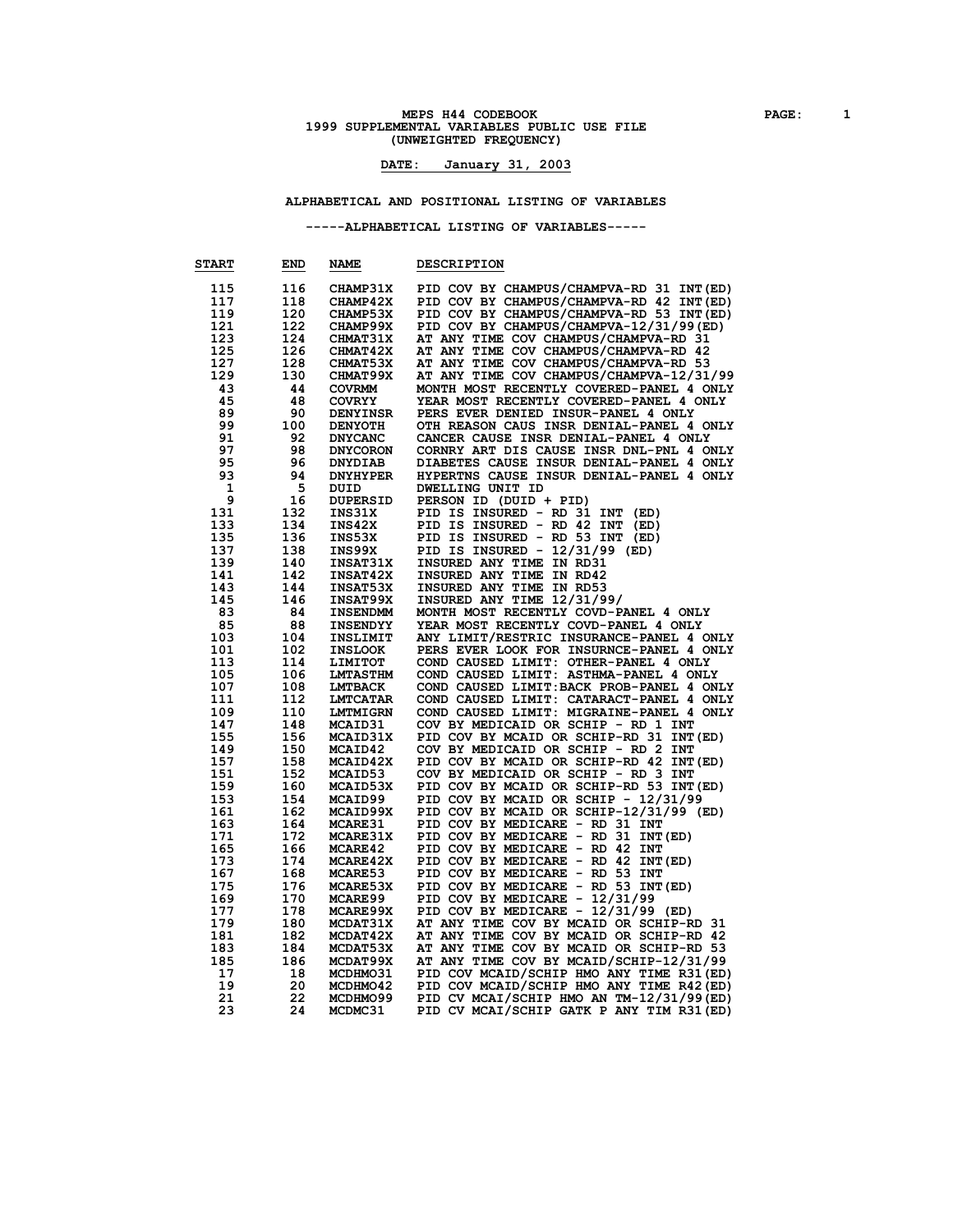# MEPS H44 CODEBOOK
## 1999 SUPPLEMENTAL VARIABLES PUBLIC USE FILE
## (UNWEIGHTED FREQUENCY)

**DATE: January 31, 2003**

### ALPHABETICAL AND POSITIONAL LISTING OF VARIABLES

-----ALPHABETICAL LISTING OF VARIABLES-----

| START | END | NAME | DESCRIPTION |
|---|---|---|---|
| 115 | 116 | CHAMP31X | PID COV BY CHAMPUS/CHAMPVA-RD 31 INT(ED) |
| 117 | 118 | CHAMP42X | PID COV BY CHAMPUS/CHAMPVA-RD 42 INT(ED) |
| 119 | 120 | CHAMP53X | PID COV BY CHAMPUS/CHAMPVA-RD 53 INT(ED) |
| 121 | 122 | CHAMP99X | PID COV BY CHAMPUS/CHAMPVA-12/31/99(ED) |
| 123 | 124 | CHMAT31X | AT ANY TIME COV CHAMPUS/CHAMPVA-RD 31 |
| 125 | 126 | CHMAT42X | AT ANY TIME COV CHAMPUS/CHAMPVA-RD 42 |
| 127 | 128 | CHMAT53X | AT ANY TIME COV CHAMPUS/CHAMPVA-RD 53 |
| 129 | 130 | CHMAT99X | AT ANY TIME COV CHAMPUS/CHAMPVA-12/31/99 |
| 43 | 44 | COVRMM | MONTH MOST RECENTLY COVERED-PANEL 4 ONLY |
| 45 | 48 | COVRYY | YEAR MOST RECENTLY COVERED-PANEL 4 ONLY |
| 89 | 90 | DENYINSR | PERS EVER DENIED INSUR-PANEL 4 ONLY |
| 99 | 100 | DENYOTH | OTH REASON CAUS INSR DENIAL-PANEL 4 ONLY |
| 91 | 92 | DNYCANC | CANCER CAUSE INSR DENIAL-PANEL 4 ONLY |
| 97 | 98 | DNYCORON | CORNRY ART DIS CAUSE INSR DNL-PNL 4 ONLY |
| 95 | 96 | DNYDIAB | DIABETES CAUSE INSUR DENIAL-PANEL 4 ONLY |
| 93 | 94 | DNYHYPER | HYPERTNS CAUSE INSUR DENIAL-PANEL 4 ONLY |
| 1 | 5 | DUID | DWELLING UNIT ID |
| 9 | 16 | DUPERSID | PERSON ID (DUID + PID) |
| 131 | 132 | INS31X | PID IS INSURED - RD 31 INT (ED) |
| 133 | 134 | INS42X | PID IS INSURED - RD 42 INT (ED) |
| 135 | 136 | INS53X | PID IS INSURED - RD 53 INT (ED) |
| 137 | 138 | INS99X | PID IS INSURED - 12/31/99 (ED) |
| 139 | 140 | INSAT31X | INSURED ANY TIME IN RD31 |
| 141 | 142 | INSAT42X | INSURED ANY TIME IN RD42 |
| 143 | 144 | INSAT53X | INSURED ANY TIME IN RD53 |
| 145 | 146 | INSAT99X | INSURED ANY TIME 12/31/99/ |
| 83 | 84 | INSENDMM | MONTH MOST RECENTLY COVD-PANEL 4 ONLY |
| 85 | 88 | INSENDYY | YEAR MOST RECENTLY COVD-PANEL 4 ONLY |
| 103 | 104 | INSLIMIT | ANY LIMIT/RESTRIC INSURANCE-PANEL 4 ONLY |
| 101 | 102 | INSLOOK | PERS EVER LOOK FOR INSURNCE-PANEL 4 ONLY |
| 113 | 114 | LIMITOT | COND CAUSED LIMIT: OTHER-PANEL 4 ONLY |
| 105 | 106 | LMTASTHM | COND CAUSED LIMIT: ASTHMA-PANEL 4 ONLY |
| 107 | 108 | LMTBACK | COND CAUSED LIMIT:BACK PROB-PANEL 4 ONLY |
| 111 | 112 | LMTCATAR | COND CAUSED LIMIT: CATARACT-PANEL 4 ONLY |
| 109 | 110 | LMTMIGRN | COND CAUSED LIMIT: MIGRAINE-PANEL 4 ONLY |
| 147 | 148 | MCAID31 | COV BY MEDICAID OR SCHIP - RD 1 INT |
| 155 | 156 | MCAID31X | PID COV BY MCAID OR SCHIP-RD 31 INT(ED) |
| 149 | 150 | MCAID42 | COV BY MEDICAID OR SCHIP - RD 2 INT |
| 157 | 158 | MCAID42X | PID COV BY MCAID OR SCHIP-RD 42 INT(ED) |
| 151 | 152 | MCAID53 | COV BY MEDICAID OR SCHIP - RD 3 INT |
| 159 | 160 | MCAID53X | PID COV BY MCAID OR SCHIP-RD 53 INT(ED) |
| 153 | 154 | MCAID99 | PID COV BY MCAID OR SCHIP - 12/31/99 |
| 161 | 162 | MCAID99X | PID COV BY MCAID OR SCHIP-12/31/99 (ED) |
| 163 | 164 | MCARE31 | PID COV BY MEDICARE - RD 31 INT |
| 171 | 172 | MCARE31X | PID COV BY MEDICARE - RD 31 INT(ED) |
| 165 | 166 | MCARE42 | PID COV BY MEDICARE - RD 42 INT |
| 173 | 174 | MCARE42X | PID COV BY MEDICARE - RD 42 INT(ED) |
| 167 | 168 | MCARE53 | PID COV BY MEDICARE - RD 53 INT |
| 175 | 176 | MCARE53X | PID COV BY MEDICARE - RD 53 INT(ED) |
| 169 | 170 | MCARE99 | PID COV BY MEDICARE - 12/31/99 |
| 177 | 178 | MCARE99X | PID COV BY MEDICARE - 12/31/99 (ED) |
| 179 | 180 | MCDAT31X | AT ANY TIME COV BY MCAID OR SCHIP-RD 31 |
| 181 | 182 | MCDAT42X | AT ANY TIME COV BY MCAID OR SCHIP-RD 42 |
| 183 | 184 | MCDAT53X | AT ANY TIME COV BY MCAID OR SCHIP-RD 53 |
| 185 | 186 | MCDAT99X | AT ANY TIME COV BY MCAID/SCHIP-12/31/99 |
| 17 | 18 | MCDHMO31 | PID COV MCAID/SCHIP HMO ANY TIME R31(ED) |
| 19 | 20 | MCDHMO42 | PID COV MCAID/SCHIP HMO ANY TIME R42(ED) |
| 21 | 22 | MCDHMO99 | PID CV MCAI/SCHIP HMO AN TM-12/31/99(ED) |
| 23 | 24 | MCDMC31 | PID CV MCAI/SCHIP GATK P ANY TIM R31(ED) |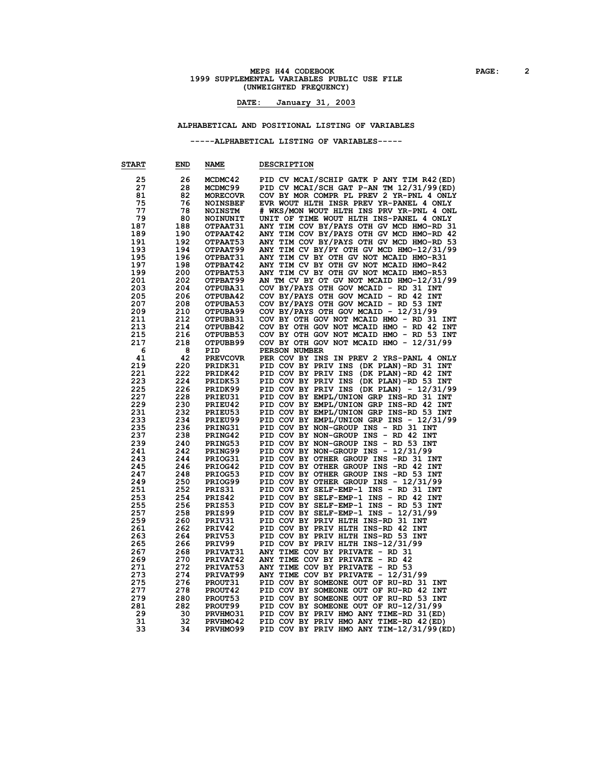MEPS H44 CODEBOOK
1999 SUPPLEMENTAL VARIABLES PUBLIC USE FILE
(UNWEIGHTED FREQUENCY)

**DATE: January 31, 2003**

## ALPHABETICAL AND POSITIONAL LISTING OF VARIABLES

### -----ALPHABETICAL LISTING OF VARIABLES-----

| START | END | NAME | DESCRIPTION |
|---|---|---|---|
| 25 | 26 | MCDMC42 | PID CV MCAI/SCHIP GATK P ANY TIM R42(ED) |
| 27 | 28 | MCDMC99 | PID CV MCAI/SCH GAT P-AN TM 12/31/99(ED) |
| 81 | 82 | MORECOVR | COV BY MOR COMPR PL PREV 2 YR-PNL 4 ONLY |
| 75 | 76 | NOINSBEF | EVR WOUT HLTH INSR PREV YR-PANEL 4 ONLY |
| 77 | 78 | NOINSTM | # WKS/MON WOUT HLTH INS PRV YR-PNL 4 ONL |
| 79 | 80 | NOINUNIT | UNIT OF TIME WOUT HLTH INS-PANEL 4 ONLY |
| 187 | 188 | OTPAAT31 | ANY TIM COV BY/PAYS OTH GV MCD HMO-RD 31 |
| 189 | 190 | OTPAAT42 | ANY TIM COV BY/PAYS OTH GV MCD HMO-RD 42 |
| 191 | 192 | OTPAAT53 | ANY TIM COV BY/PAYS OTH GV MCD HMO-RD 53 |
| 193 | 194 | OTPAAT99 | ANY TIM CV BY/PY OTH GV MCD HMO-12/31/99 |
| 195 | 196 | OTPBAT31 | ANY TIM CV BY OTH GV NOT MCAID HMO-R31 |
| 197 | 198 | OTPBAT42 | ANY TIM CV BY OTH GV NOT MCAID HMO-R42 |
| 199 | 200 | OTPBAT53 | ANY TIM CV BY OTH GV NOT MCAID HMO-R53 |
| 201 | 202 | OTPBAT99 | AN TM CV BY OT GV NOT MCAID HMO-12/31/99 |
| 203 | 204 | OTPUBA31 | COV BY/PAYS OTH GOV MCAID - RD 31 INT |
| 205 | 206 | OTPUBA42 | COV BY/PAYS OTH GOV MCAID - RD 42 INT |
| 207 | 208 | OTPUBA53 | COV BY/PAYS OTH GOV MCAID - RD 53 INT |
| 209 | 210 | OTPUBA99 | COV BY/PAYS OTH GOV MCAID - 12/31/99 |
| 211 | 212 | OTPUBB31 | COV BY OTH GOV NOT MCAID HMO - RD 31 INT |
| 213 | 214 | OTPUBB42 | COV BY OTH GOV NOT MCAID HMO - RD 42 INT |
| 215 | 216 | OTPUBB53 | COV BY OTH GOV NOT MCAID HMO - RD 53 INT |
| 217 | 218 | OTPUBB99 | COV BY OTH GOV NOT MCAID HMO - 12/31/99 |
| 6 | 8 | PID | PERSON NUMBER |
| 41 | 42 | PREVCOVR | PER COV BY INS IN PREV 2 YRS-PANL 4 ONLY |
| 219 | 220 | PRIDK31 | PID COV BY PRIV INS (DK PLAN)-RD 31 INT |
| 221 | 222 | PRIDK42 | PID COV BY PRIV INS (DK PLAN)-RD 42 INT |
| 223 | 224 | PRIDK53 | PID COV BY PRIV INS (DK PLAN)-RD 53 INT |
| 225 | 226 | PRIDK99 | PID COV BY PRIV INS (DK PLAN) - 12/31/99 |
| 227 | 228 | PRIEU31 | PID COV BY EMPL/UNION GRP INS-RD 31 INT |
| 229 | 230 | PRIEU42 | PID COV BY EMPL/UNION GRP INS-RD 42 INT |
| 231 | 232 | PRIEU53 | PID COV BY EMPL/UNION GRP INS-RD 53 INT |
| 233 | 234 | PRIEU99 | PID COV BY EMPL/UNION GRP INS - 12/31/99 |
| 235 | 236 | PRING31 | PID COV BY NON-GROUP INS - RD 31 INT |
| 237 | 238 | PRING42 | PID COV BY NON-GROUP INS - RD 42 INT |
| 239 | 240 | PRING53 | PID COV BY NON-GROUP INS - RD 53 INT |
| 241 | 242 | PRING99 | PID COV BY NON-GROUP INS - 12/31/99 |
| 243 | 244 | PRIOG31 | PID COV BY OTHER GROUP INS -RD 31 INT |
| 245 | 246 | PRIOG42 | PID COV BY OTHER GROUP INS -RD 42 INT |
| 247 | 248 | PRIOG53 | PID COV BY OTHER GROUP INS -RD 53 INT |
| 249 | 250 | PRIOG99 | PID COV BY OTHER GROUP INS - 12/31/99 |
| 251 | 252 | PRIS31 | PID COV BY SELF-EMP-1 INS - RD 31 INT |
| 253 | 254 | PRIS42 | PID COV BY SELF-EMP-1 INS - RD 42 INT |
| 255 | 256 | PRIS53 | PID COV BY SELF-EMP-1 INS - RD 53 INT |
| 257 | 258 | PRIS99 | PID COV BY SELF-EMP-1 INS - 12/31/99 |
| 259 | 260 | PRIV31 | PID COV BY PRIV HLTH INS-RD 31 INT |
| 261 | 262 | PRIV42 | PID COV BY PRIV HLTH INS-RD 42 INT |
| 263 | 264 | PRIV53 | PID COV BY PRIV HLTH INS-RD 53 INT |
| 265 | 266 | PRIV99 | PID COV BY PRIV HLTH INS-12/31/99 |
| 267 | 268 | PRIVAT31 | ANY TIME COV BY PRIVATE - RD 31 |
| 269 | 270 | PRIVAT42 | ANY TIME COV BY PRIVATE - RD 42 |
| 271 | 272 | PRIVAT53 | ANY TIME COV BY PRIVATE - RD 53 |
| 273 | 274 | PRIVAT99 | ANY TIME COV BY PRIVATE - 12/31/99 |
| 275 | 276 | PROUT31 | PID COV BY SOMEONE OUT OF RU-RD 31 INT |
| 277 | 278 | PROUT42 | PID COV BY SOMEONE OUT OF RU-RD 42 INT |
| 279 | 280 | PROUT53 | PID COV BY SOMEONE OUT OF RU-RD 53 INT |
| 281 | 282 | PROUT99 | PID COV BY SOMEONE OUT OF RU-12/31/99 |
| 29 | 30 | PRVHMO31 | PID COV BY PRIV HMO ANY TIME-RD 31(ED) |
| 31 | 32 | PRVHMO42 | PID COV BY PRIV HMO ANY TIME-RD 42(ED) |
| 33 | 34 | PRVHMO99 | PID COV BY PRIV HMO ANY TIM-12/31/99(ED) |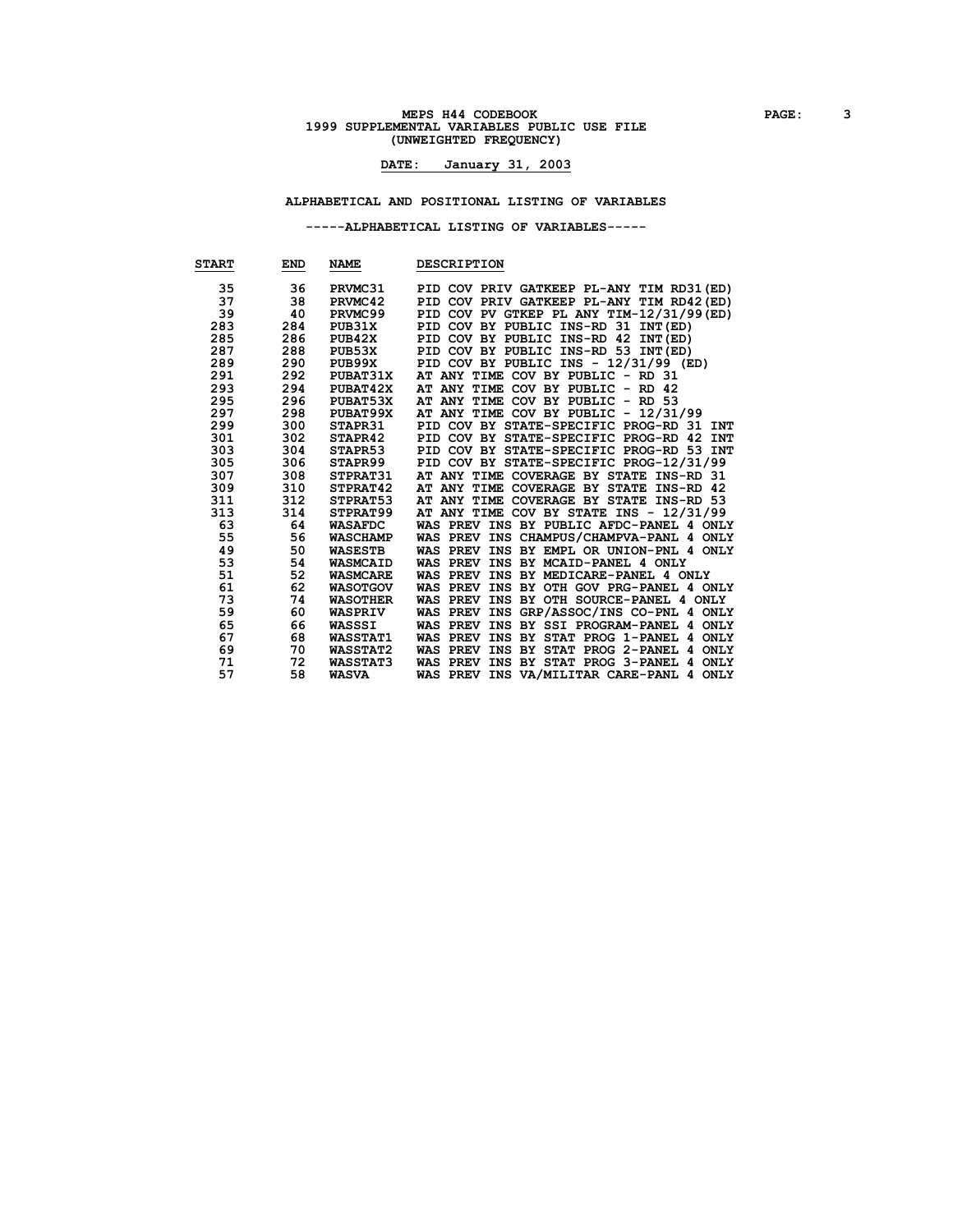MEPS H44 CODEBOOK
1999 SUPPLEMENTAL VARIABLES PUBLIC USE FILE
(UNWEIGHTED FREQUENCY)

**DATE: January 31, 2003**

## ALPHABETICAL AND POSITIONAL LISTING OF VARIABLES

### -----ALPHABETICAL LISTING OF VARIABLES-----

| START | END | NAME | DESCRIPTION |
|---|---|---|---|
| 35 | 36 | PRVMC31 | PID COV PRIV GATKEEP PL-ANY TIM RD31(ED) |
| 37 | 38 | PRVMC42 | PID COV PRIV GATKEEP PL-ANY TIM RD42(ED) |
| 39 | 40 | PRVMC99 | PID COV PV GTKEP PL ANY TIM-12/31/99(ED) |
| 283 | 284 | PUB31X | PID COV BY PUBLIC INS-RD 31 INT(ED) |
| 285 | 286 | PUB42X | PID COV BY PUBLIC INS-RD 42 INT(ED) |
| 287 | 288 | PUB53X | PID COV BY PUBLIC INS-RD 53 INT(ED) |
| 289 | 290 | PUB99X | PID COV BY PUBLIC INS - 12/31/99 (ED) |
| 291 | 292 | PUBAT31X | AT ANY TIME COV BY PUBLIC - RD 31 |
| 293 | 294 | PUBAT42X | AT ANY TIME COV BY PUBLIC - RD 42 |
| 295 | 296 | PUBAT53X | AT ANY TIME COV BY PUBLIC - RD 53 |
| 297 | 298 | PUBAT99X | AT ANY TIME COV BY PUBLIC - 12/31/99 |
| 299 | 300 | STAPR31 | PID COV BY STATE-SPECIFIC PROG-RD 31 INT |
| 301 | 302 | STAPR42 | PID COV BY STATE-SPECIFIC PROG-RD 42 INT |
| 303 | 304 | STAPR53 | PID COV BY STATE-SPECIFIC PROG-RD 53 INT |
| 305 | 306 | STAPR99 | PID COV BY STATE-SPECIFIC PROG-12/31/99 |
| 307 | 308 | STPRAT31 | AT ANY TIME COVERAGE BY STATE INS-RD 31 |
| 309 | 310 | STPRAT42 | AT ANY TIME COVERAGE BY STATE INS-RD 42 |
| 311 | 312 | STPRAT53 | AT ANY TIME COVERAGE BY STATE INS-RD 53 |
| 313 | 314 | STPRAT99 | AT ANY TIME COV BY STATE INS - 12/31/99 |
| 63 | 64 | WASAFDC | WAS PREV INS BY PUBLIC AFDC-PANEL 4 ONLY |
| 55 | 56 | WASCHAMP | WAS PREV INS CHAMPUS/CHAMPVA-PANL 4 ONLY |
| 49 | 50 | WASESTB | WAS PREV INS BY EMPL OR UNION-PNL 4 ONLY |
| 53 | 54 | WASMCAID | WAS PREV INS BY MCAID-PANEL 4 ONLY |
| 51 | 52 | WASMCARE | WAS PREV INS BY MEDICARE-PANEL 4 ONLY |
| 61 | 62 | WASOTGOV | WAS PREV INS BY OTH GOV PRG-PANEL 4 ONLY |
| 73 | 74 | WASOTHER | WAS PREV INS BY OTH SOURCE-PANEL 4 ONLY |
| 59 | 60 | WASPRIV | WAS PREV INS GRP/ASSOC/INS CO-PNL 4 ONLY |
| 65 | 66 | WASSSI | WAS PREV INS BY SSI PROGRAM-PANEL 4 ONLY |
| 67 | 68 | WASSTAT1 | WAS PREV INS BY STAT PROG 1-PANEL 4 ONLY |
| 69 | 70 | WASSTAT2 | WAS PREV INS BY STAT PROG 2-PANEL 4 ONLY |
| 71 | 72 | WASSTAT3 | WAS PREV INS BY STAT PROG 3-PANEL 4 ONLY |
| 57 | 58 | WASVA | WAS PREV INS VA/MILITAR CARE-PANL 4 ONLY |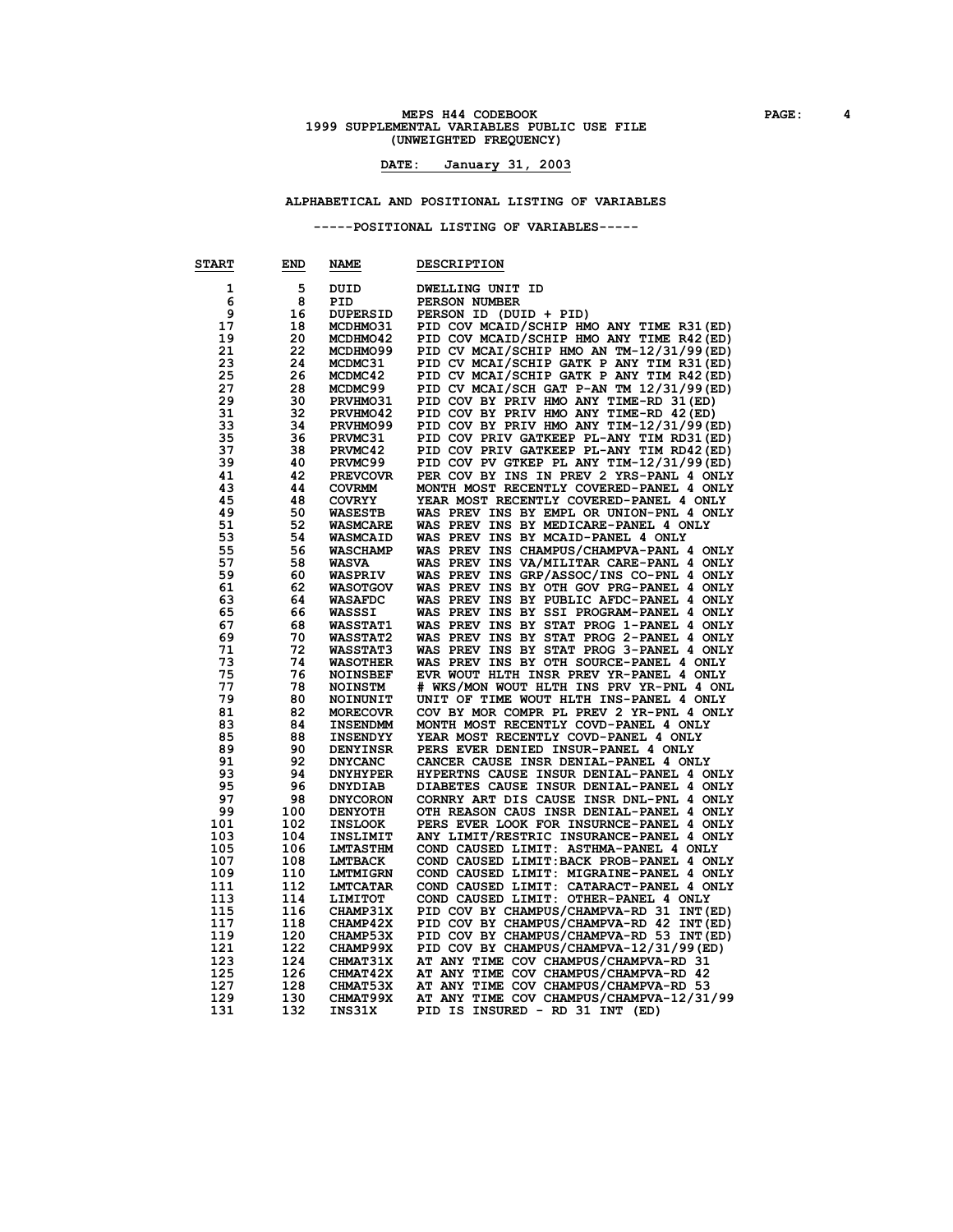MEPS H44 CODEBOOK
1999 SUPPLEMENTAL VARIABLES PUBLIC USE FILE
(UNWEIGHTED FREQUENCY)

**DATE: January 31, 2003**

## ALPHABETICAL AND POSITIONAL LISTING OF VARIABLES

### -----POSITIONAL LISTING OF VARIABLES-----

| START | END | NAME | DESCRIPTION |
|---|---|---|---|
| 1 | 5 | DUID | DWELLING UNIT ID |
| 6 | 8 | PID | PERSON NUMBER |
| 9 | 16 | DUPERSID | PERSON ID (DUID + PID) |
| 17 | 18 | MCDHMO31 | PID COV MCAID/SCHIP HMO ANY TIME R31(ED) |
| 19 | 20 | MCDHMO42 | PID COV MCAID/SCHIP HMO ANY TIME R42(ED) |
| 21 | 22 | MCDHMO99 | PID CV MCAI/SCHIP HMO AN TM-12/31/99(ED) |
| 23 | 24 | MCDMC31 | PID CV MCAI/SCHIP GATK P ANY TIM R31(ED) |
| 25 | 26 | MCDMC42 | PID CV MCAI/SCHIP GATK P ANY TIM R42(ED) |
| 27 | 28 | MCDMC99 | PID CV MCAI/SCH GAT P-AN TM 12/31/99(ED) |
| 29 | 30 | PRVHMO31 | PID COV BY PRIV HMO ANY TIME-RD 31(ED) |
| 31 | 32 | PRVHMO42 | PID COV BY PRIV HMO ANY TIME-RD 42(ED) |
| 33 | 34 | PRVHMO99 | PID COV BY PRIV HMO ANY TIM-12/31/99(ED) |
| 35 | 36 | PRVMC31 | PID COV PRIV GATKEEP PL-ANY TIM RD31(ED) |
| 37 | 38 | PRVMC42 | PID COV PRIV GATKEEP PL-ANY TIM RD42(ED) |
| 39 | 40 | PRVMC99 | PID COV PV GTKEP PL ANY TIM-12/31/99(ED) |
| 41 | 42 | PREVCOVR | PER COV BY INS IN PREV 2 YRS-PANL 4 ONLY |
| 43 | 44 | COVRMM | MONTH MOST RECENTLY COVERED-PANEL 4 ONLY |
| 45 | 48 | COVRYY | YEAR MOST RECENTLY COVERED-PANEL 4 ONLY |
| 49 | 50 | WASESTB | WAS PREV INS BY EMPL OR UNION-PNL 4 ONLY |
| 51 | 52 | WASMCARE | WAS PREV INS BY MEDICARE-PANEL 4 ONLY |
| 53 | 54 | WASMCAID | WAS PREV INS BY MCAID-PANEL 4 ONLY |
| 55 | 56 | WASCHAMP | WAS PREV INS CHAMPUS/CHAMPVA-PANL 4 ONLY |
| 57 | 58 | WASVA | WAS PREV INS VA/MILITAR CARE-PANL 4 ONLY |
| 59 | 60 | WASPRIV | WAS PREV INS GRP/ASSOC/INS CO-PNL 4 ONLY |
| 61 | 62 | WASOTGOV | WAS PREV INS BY OTH GOV PRG-PANEL 4 ONLY |
| 63 | 64 | WASAFDC | WAS PREV INS BY PUBLIC AFDC-PANEL 4 ONLY |
| 65 | 66 | WASSSI | WAS PREV INS BY SSI PROGRAM-PANEL 4 ONLY |
| 67 | 68 | WASSTAT1 | WAS PREV INS BY STAT PROG 1-PANEL 4 ONLY |
| 69 | 70 | WASSTAT2 | WAS PREV INS BY STAT PROG 2-PANEL 4 ONLY |
| 71 | 72 | WASSTAT3 | WAS PREV INS BY STAT PROG 3-PANEL 4 ONLY |
| 73 | 74 | WASOTHER | WAS PREV INS BY OTH SOURCE-PANEL 4 ONLY |
| 75 | 76 | NOINSBEF | EVR WOUT HLTH INSR PREV YR-PANEL 4 ONLY |
| 77 | 78 | NOINSTM | # WKS/MON WOUT HLTH INS PRV YR-PNL 4 ONL |
| 79 | 80 | NOINUNIT | UNIT OF TIME WOUT HLTH INS-PANEL 4 ONLY |
| 81 | 82 | MORECOVR | COV BY MOR COMPR PL PREV 2 YR-PNL 4 ONLY |
| 83 | 84 | INSENDMM | MONTH MOST RECENTLY COVD-PANEL 4 ONLY |
| 85 | 88 | INSENDYY | YEAR MOST RECENTLY COVD-PANEL 4 ONLY |
| 89 | 90 | DENYINSR | PERS EVER DENIED INSUR-PANEL 4 ONLY |
| 91 | 92 | DNYCANC | CANCER CAUSE INSR DENIAL-PANEL 4 ONLY |
| 93 | 94 | DNYHYPER | HYPERTNS CAUSE INSUR DENIAL-PANEL 4 ONLY |
| 95 | 96 | DNYDIAB | DIABETES CAUSE INSUR DENIAL-PANEL 4 ONLY |
| 97 | 98 | DNYCORON | CORNRY ART DIS CAUSE INSR DNL-PNL 4 ONLY |
| 99 | 100 | DENYOTH | OTH REASON CAUS INSR DENIAL-PANEL 4 ONLY |
| 101 | 102 | INSLOOK | PERS EVER LOOK FOR INSURNCE-PANEL 4 ONLY |
| 103 | 104 | INSLIMIT | ANY LIMIT/RESTRIC INSURANCE-PANEL 4 ONLY |
| 105 | 106 | LMTASTHM | COND CAUSED LIMIT: ASTHMA-PANEL 4 ONLY |
| 107 | 108 | LMTBACK | COND CAUSED LIMIT:BACK PROB-PANEL 4 ONLY |
| 109 | 110 | LMTMIGRN | COND CAUSED LIMIT: MIGRAINE-PANEL 4 ONLY |
| 111 | 112 | LMTCATAR | COND CAUSED LIMIT: CATARACT-PANEL 4 ONLY |
| 113 | 114 | LIMITOT | COND CAUSED LIMIT: OTHER-PANEL 4 ONLY |
| 115 | 116 | CHAMP31X | PID COV BY CHAMPUS/CHAMPVA-RD 31 INT(ED) |
| 117 | 118 | CHAMP42X | PID COV BY CHAMPUS/CHAMPVA-RD 42 INT(ED) |
| 119 | 120 | CHAMP53X | PID COV BY CHAMPUS/CHAMPVA-RD 53 INT(ED) |
| 121 | 122 | CHAMP99X | PID COV BY CHAMPUS/CHAMPVA-12/31/99(ED) |
| 123 | 124 | CHMAT31X | AT ANY TIME COV CHAMPUS/CHAMPVA-RD 31 |
| 125 | 126 | CHMAT42X | AT ANY TIME COV CHAMPUS/CHAMPVA-RD 42 |
| 127 | 128 | CHMAT53X | AT ANY TIME COV CHAMPUS/CHAMPVA-RD 53 |
| 129 | 130 | CHMAT99X | AT ANY TIME COV CHAMPUS/CHAMPVA-12/31/99 |
| 131 | 132 | INS31X | PID IS INSURED - RD 31 INT (ED) |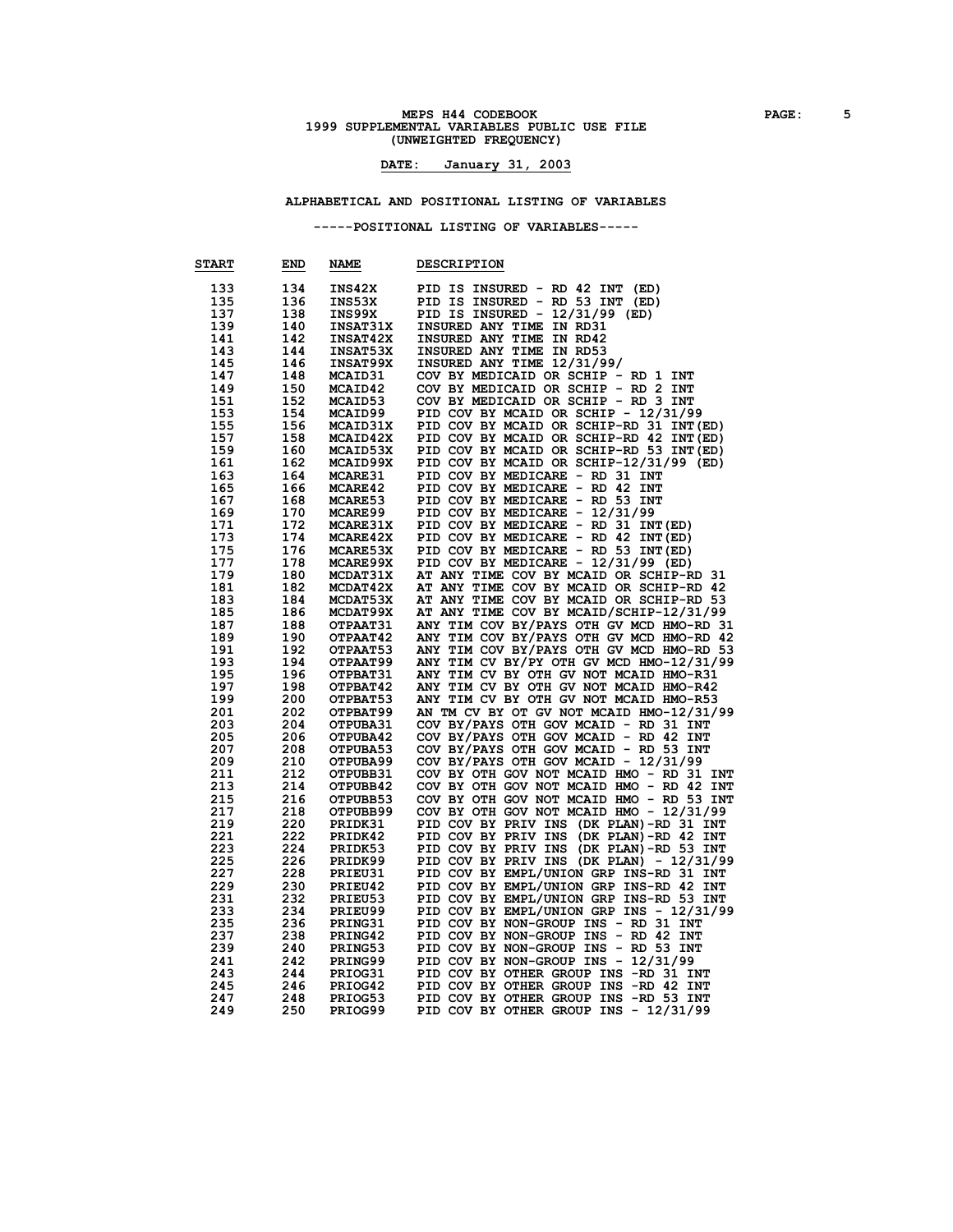MEPS H44 CODEBOOK

1999 SUPPLEMENTAL VARIABLES PUBLIC USE FILE

(UNWEIGHTED FREQUENCY)

**DATE: January 31, 2003**

## ALPHABETICAL AND POSITIONAL LISTING OF VARIABLES

### -----POSITIONAL LISTING OF VARIABLES-----

| START | END | NAME | DESCRIPTION |
|---|---|---|---|
| 133 | 134 | INS42X | PID IS INSURED - RD 42 INT (ED) |
| 135 | 136 | INS53X | PID IS INSURED - RD 53 INT (ED) |
| 137 | 138 | INS99X | PID IS INSURED - 12/31/99 (ED) |
| 139 | 140 | INSAT31X | INSURED ANY TIME IN RD31 |
| 141 | 142 | INSAT42X | INSURED ANY TIME IN RD42 |
| 143 | 144 | INSAT53X | INSURED ANY TIME IN RD53 |
| 145 | 146 | INSAT99X | INSURED ANY TIME 12/31/99/ |
| 147 | 148 | MCAID31 | COV BY MEDICAID OR SCHIP - RD 1 INT |
| 149 | 150 | MCAID42 | COV BY MEDICAID OR SCHIP - RD 2 INT |
| 151 | 152 | MCAID53 | COV BY MEDICAID OR SCHIP - RD 3 INT |
| 153 | 154 | MCAID99 | PID COV BY MCAID OR SCHIP - 12/31/99 |
| 155 | 156 | MCAID31X | PID COV BY MCAID OR SCHIP-RD 31 INT(ED) |
| 157 | 158 | MCAID42X | PID COV BY MCAID OR SCHIP-RD 42 INT(ED) |
| 159 | 160 | MCAID53X | PID COV BY MCAID OR SCHIP-RD 53 INT(ED) |
| 161 | 162 | MCAID99X | PID COV BY MCAID OR SCHIP-12/31/99 (ED) |
| 163 | 164 | MCARE31 | PID COV BY MEDICARE - RD 31 INT |
| 165 | 166 | MCARE42 | PID COV BY MEDICARE - RD 42 INT |
| 167 | 168 | MCARE53 | PID COV BY MEDICARE - RD 53 INT |
| 169 | 170 | MCARE99 | PID COV BY MEDICARE - 12/31/99 |
| 171 | 172 | MCARE31X | PID COV BY MEDICARE - RD 31 INT(ED) |
| 173 | 174 | MCARE42X | PID COV BY MEDICARE - RD 42 INT(ED) |
| 175 | 176 | MCARE53X | PID COV BY MEDICARE - RD 53 INT(ED) |
| 177 | 178 | MCARE99X | PID COV BY MEDICARE - 12/31/99 (ED) |
| 179 | 180 | MCDAT31X | AT ANY TIME COV BY MCAID OR SCHIP-RD 31 |
| 181 | 182 | MCDAT42X | AT ANY TIME COV BY MCAID OR SCHIP-RD 42 |
| 183 | 184 | MCDAT53X | AT ANY TIME COV BY MCAID OR SCHIP-RD 53 |
| 185 | 186 | MCDAT99X | AT ANY TIME COV BY MCAID/SCHIP-12/31/99 |
| 187 | 188 | OTPAAT31 | ANY TIM COV BY/PAYS OTH GV MCD HMO-RD 31 |
| 189 | 190 | OTPAAT42 | ANY TIM COV BY/PAYS OTH GV MCD HMO-RD 42 |
| 191 | 192 | OTPAAT53 | ANY TIM COV BY/PAYS OTH GV MCD HMO-RD 53 |
| 193 | 194 | OTPAAT99 | ANY TIM CV BY/PY OTH GV MCD HMO-12/31/99 |
| 195 | 196 | OTPBAT31 | ANY TIM CV BY OTH GV NOT MCAID HMO-R31 |
| 197 | 198 | OTPBAT42 | ANY TIM CV BY OTH GV NOT MCAID HMO-R42 |
| 199 | 200 | OTPBAT53 | ANY TIM CV BY OTH GV NOT MCAID HMO-R53 |
| 201 | 202 | OTPBAT99 | AN TM CV BY OT GV NOT MCAID HMO-12/31/99 |
| 203 | 204 | OTPUBA31 | COV BY/PAYS OTH GOV MCAID - RD 31 INT |
| 205 | 206 | OTPUBA42 | COV BY/PAYS OTH GOV MCAID - RD 42 INT |
| 207 | 208 | OTPUBA53 | COV BY/PAYS OTH GOV MCAID - RD 53 INT |
| 209 | 210 | OTPUBA99 | COV BY/PAYS OTH GOV MCAID - 12/31/99 |
| 211 | 212 | OTPUBB31 | COV BY OTH GOV NOT MCAID HMO - RD 31 INT |
| 213 | 214 | OTPUBB42 | COV BY OTH GOV NOT MCAID HMO - RD 42 INT |
| 215 | 216 | OTPUBB53 | COV BY OTH GOV NOT MCAID HMO - RD 53 INT |
| 217 | 218 | OTPUBB99 | COV BY OTH GOV NOT MCAID HMO - 12/31/99 |
| 219 | 220 | PRIDK31 | PID COV BY PRIV INS (DK PLAN)-RD 31 INT |
| 221 | 222 | PRIDK42 | PID COV BY PRIV INS (DK PLAN)-RD 42 INT |
| 223 | 224 | PRIDK53 | PID COV BY PRIV INS (DK PLAN)-RD 53 INT |
| 225 | 226 | PRIDK99 | PID COV BY PRIV INS (DK PLAN) - 12/31/99 |
| 227 | 228 | PRIEU31 | PID COV BY EMPL/UNION GRP INS-RD 31 INT |
| 229 | 230 | PRIEU42 | PID COV BY EMPL/UNION GRP INS-RD 42 INT |
| 231 | 232 | PRIEU53 | PID COV BY EMPL/UNION GRP INS-RD 53 INT |
| 233 | 234 | PRIEU99 | PID COV BY EMPL/UNION GRP INS - 12/31/99 |
| 235 | 236 | PRING31 | PID COV BY NON-GROUP INS - RD 31 INT |
| 237 | 238 | PRING42 | PID COV BY NON-GROUP INS - RD 42 INT |
| 239 | 240 | PRING53 | PID COV BY NON-GROUP INS - RD 53 INT |
| 241 | 242 | PRING99 | PID COV BY NON-GROUP INS - 12/31/99 |
| 243 | 244 | PRIOG31 | PID COV BY OTHER GROUP INS -RD 31 INT |
| 245 | 246 | PRIOG42 | PID COV BY OTHER GROUP INS -RD 42 INT |
| 247 | 248 | PRIOG53 | PID COV BY OTHER GROUP INS -RD 53 INT |
| 249 | 250 | PRIOG99 | PID COV BY OTHER GROUP INS - 12/31/99 |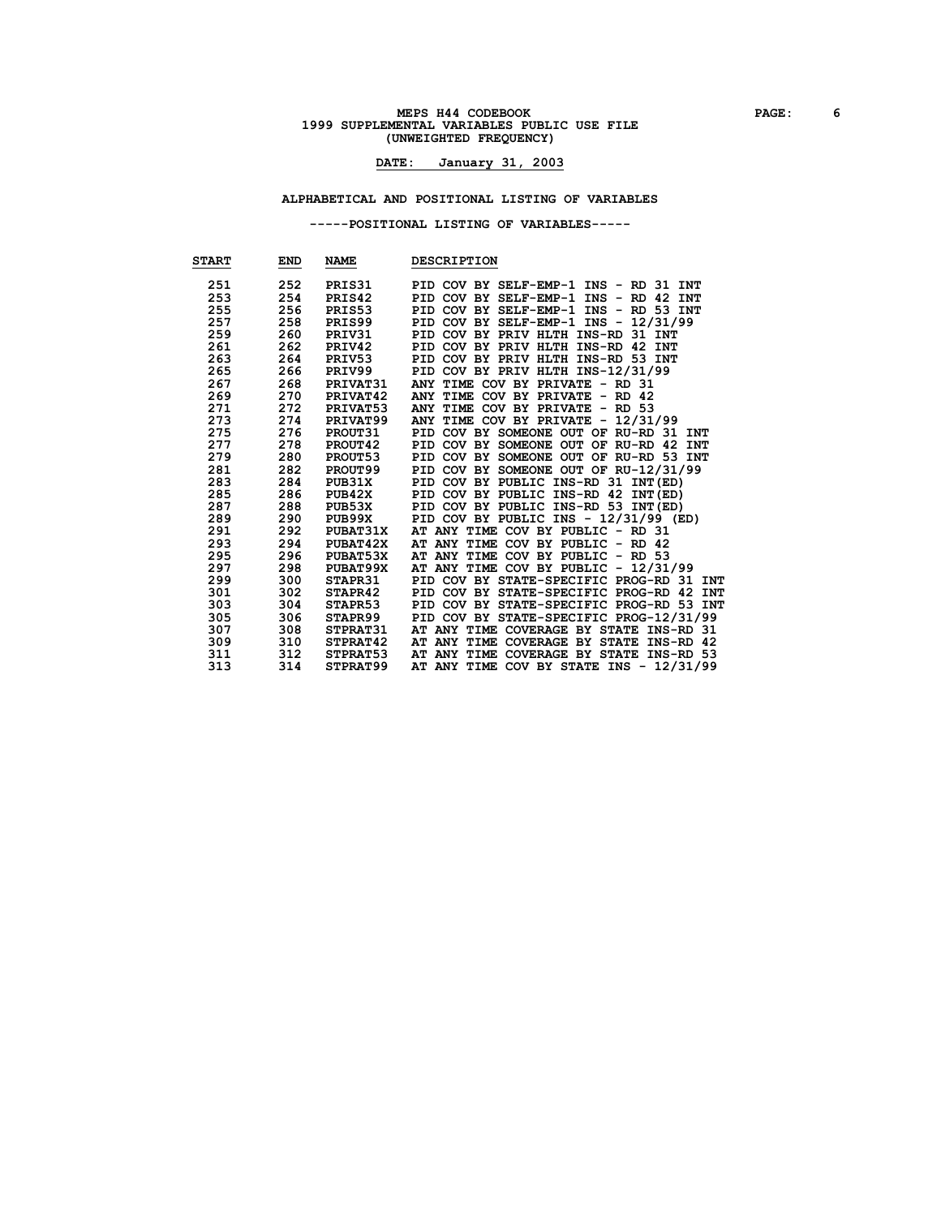MEPS H44 CODEBOOK
1999 SUPPLEMENTAL VARIABLES PUBLIC USE FILE
(UNWEIGHTED FREQUENCY)

**DATE: January 31, 2003**

## ALPHABETICAL AND POSITIONAL LISTING OF VARIABLES

### -----POSITIONAL LISTING OF VARIABLES-----

| START | END | NAME | DESCRIPTION |
|---|---|---|---|
| 251 | 252 | PRIS31 | PID COV BY SELF-EMP-1 INS - RD 31 INT |
| 253 | 254 | PRIS42 | PID COV BY SELF-EMP-1 INS - RD 42 INT |
| 255 | 256 | PRIS53 | PID COV BY SELF-EMP-1 INS - RD 53 INT |
| 257 | 258 | PRIS99 | PID COV BY SELF-EMP-1 INS - 12/31/99 |
| 259 | 260 | PRIV31 | PID COV BY PRIV HLTH INS-RD 31 INT |
| 261 | 262 | PRIV42 | PID COV BY PRIV HLTH INS-RD 42 INT |
| 263 | 264 | PRIV53 | PID COV BY PRIV HLTH INS-RD 53 INT |
| 265 | 266 | PRIV99 | PID COV BY PRIV HLTH INS-12/31/99 |
| 267 | 268 | PRIVAT31 | ANY TIME COV BY PRIVATE - RD 31 |
| 269 | 270 | PRIVAT42 | ANY TIME COV BY PRIVATE - RD 42 |
| 271 | 272 | PRIVAT53 | ANY TIME COV BY PRIVATE - RD 53 |
| 273 | 274 | PRIVAT99 | ANY TIME COV BY PRIVATE - 12/31/99 |
| 275 | 276 | PROUT31 | PID COV BY SOMEONE OUT OF RU-RD 31 INT |
| 277 | 278 | PROUT42 | PID COV BY SOMEONE OUT OF RU-RD 42 INT |
| 279 | 280 | PROUT53 | PID COV BY SOMEONE OUT OF RU-RD 53 INT |
| 281 | 282 | PROUT99 | PID COV BY SOMEONE OUT OF RU-12/31/99 |
| 283 | 284 | PUB31X | PID COV BY PUBLIC INS-RD 31 INT(ED) |
| 285 | 286 | PUB42X | PID COV BY PUBLIC INS-RD 42 INT(ED) |
| 287 | 288 | PUB53X | PID COV BY PUBLIC INS-RD 53 INT(ED) |
| 289 | 290 | PUB99X | PID COV BY PUBLIC INS - 12/31/99 (ED) |
| 291 | 292 | PUBAT31X | AT ANY TIME COV BY PUBLIC - RD 31 |
| 293 | 294 | PUBAT42X | AT ANY TIME COV BY PUBLIC - RD 42 |
| 295 | 296 | PUBAT53X | AT ANY TIME COV BY PUBLIC - RD 53 |
| 297 | 298 | PUBAT99X | AT ANY TIME COV BY PUBLIC - 12/31/99 |
| 299 | 300 | STAPR31 | PID COV BY STATE-SPECIFIC PROG-RD 31 INT |
| 301 | 302 | STAPR42 | PID COV BY STATE-SPECIFIC PROG-RD 42 INT |
| 303 | 304 | STAPR53 | PID COV BY STATE-SPECIFIC PROG-RD 53 INT |
| 305 | 306 | STAPR99 | PID COV BY STATE-SPECIFIC PROG-12/31/99 |
| 307 | 308 | STPRAT31 | AT ANY TIME COVERAGE BY STATE INS-RD 31 |
| 309 | 310 | STPRAT42 | AT ANY TIME COVERAGE BY STATE INS-RD 42 |
| 311 | 312 | STPRAT53 | AT ANY TIME COVERAGE BY STATE INS-RD 53 |
| 313 | 314 | STPRAT99 | AT ANY TIME COV BY STATE INS - 12/31/99 |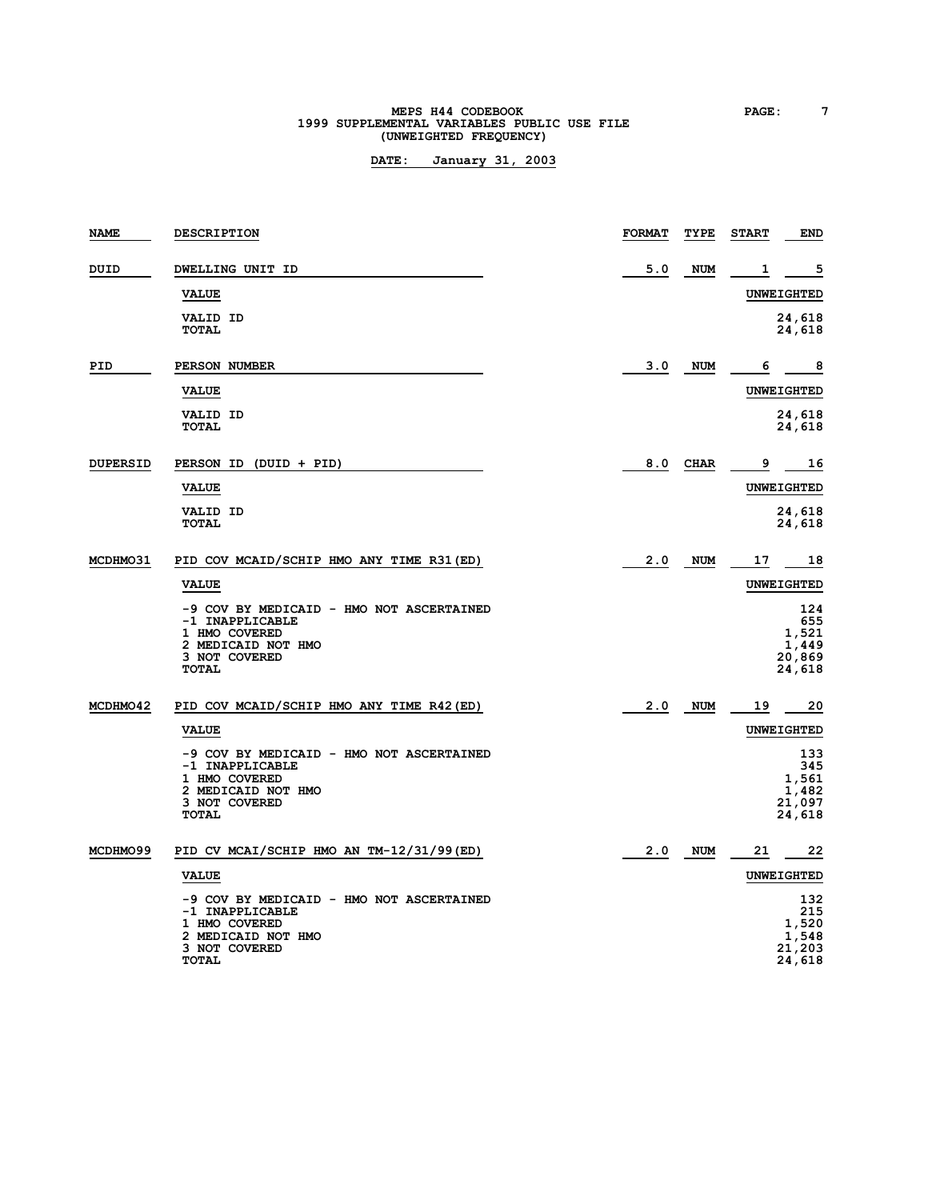MEPS H44 CODEBOOK
1999 SUPPLEMENTAL VARIABLES PUBLIC USE FILE
(UNWEIGHTED FREQUENCY)

**DATE: January 31, 2003**

| NAME | DESCRIPTION | FORMAT | TYPE | START | END |
|---|---|---|---|---|---|
| DUID | DWELLING UNIT ID | 5.0 | NUM | 1 | 5 |

| VALUE | UNWEIGHTED |
|---|---|
| VALID ID | 24,618 |
| TOTAL | 24,618 |

| NAME | DESCRIPTION | FORMAT | TYPE | START | END |
|---|---|---|---|---|---|
| PID | PERSON NUMBER | 3.0 | NUM | 6 | 8 |

| VALUE | UNWEIGHTED |
|---|---|
| VALID ID | 24,618 |
| TOTAL | 24,618 |

| NAME | DESCRIPTION | FORMAT | TYPE | START | END |
|---|---|---|---|---|---|
| DUPERSID | PERSON ID (DUID + PID) | 8.0 | CHAR | 9 | 16 |

| VALUE | UNWEIGHTED |
|---|---|
| VALID ID | 24,618 |
| TOTAL | 24,618 |

| NAME | DESCRIPTION | FORMAT | TYPE | START | END |
|---|---|---|---|---|---|
| MCDHMO31 | PID COV MCAID/SCHIP HMO ANY TIME R31(ED) | 2.0 | NUM | 17 | 18 |

| VALUE | UNWEIGHTED |
|---|---|
| -9 COV BY MEDICAID - HMO NOT ASCERTAINED | 124 |
| -1 INAPPLICABLE | 655 |
| 1 HMO COVERED | 1,521 |
| 2 MEDICAID NOT HMO | 1,449 |
| 3 NOT COVERED | 20,869 |
| TOTAL | 24,618 |

| NAME | DESCRIPTION | FORMAT | TYPE | START | END |
|---|---|---|---|---|---|
| MCDHMO42 | PID COV MCAID/SCHIP HMO ANY TIME R42(ED) | 2.0 | NUM | 19 | 20 |

| VALUE | UNWEIGHTED |
|---|---|
| -9 COV BY MEDICAID - HMO NOT ASCERTAINED | 133 |
| -1 INAPPLICABLE | 345 |
| 1 HMO COVERED | 1,561 |
| 2 MEDICAID NOT HMO | 1,482 |
| 3 NOT COVERED | 21,097 |
| TOTAL | 24,618 |

| NAME | DESCRIPTION | FORMAT | TYPE | START | END |
|---|---|---|---|---|---|
| MCDHMO99 | PID CV MCAI/SCHIP HMO AN TM-12/31/99(ED) | 2.0 | NUM | 21 | 22 |

| VALUE | UNWEIGHTED |
|---|---|
| -9 COV BY MEDICAID - HMO NOT ASCERTAINED | 132 |
| -1 INAPPLICABLE | 215 |
| 1 HMO COVERED | 1,520 |
| 2 MEDICAID NOT HMO | 1,548 |
| 3 NOT COVERED | 21,203 |
| TOTAL | 24,618 |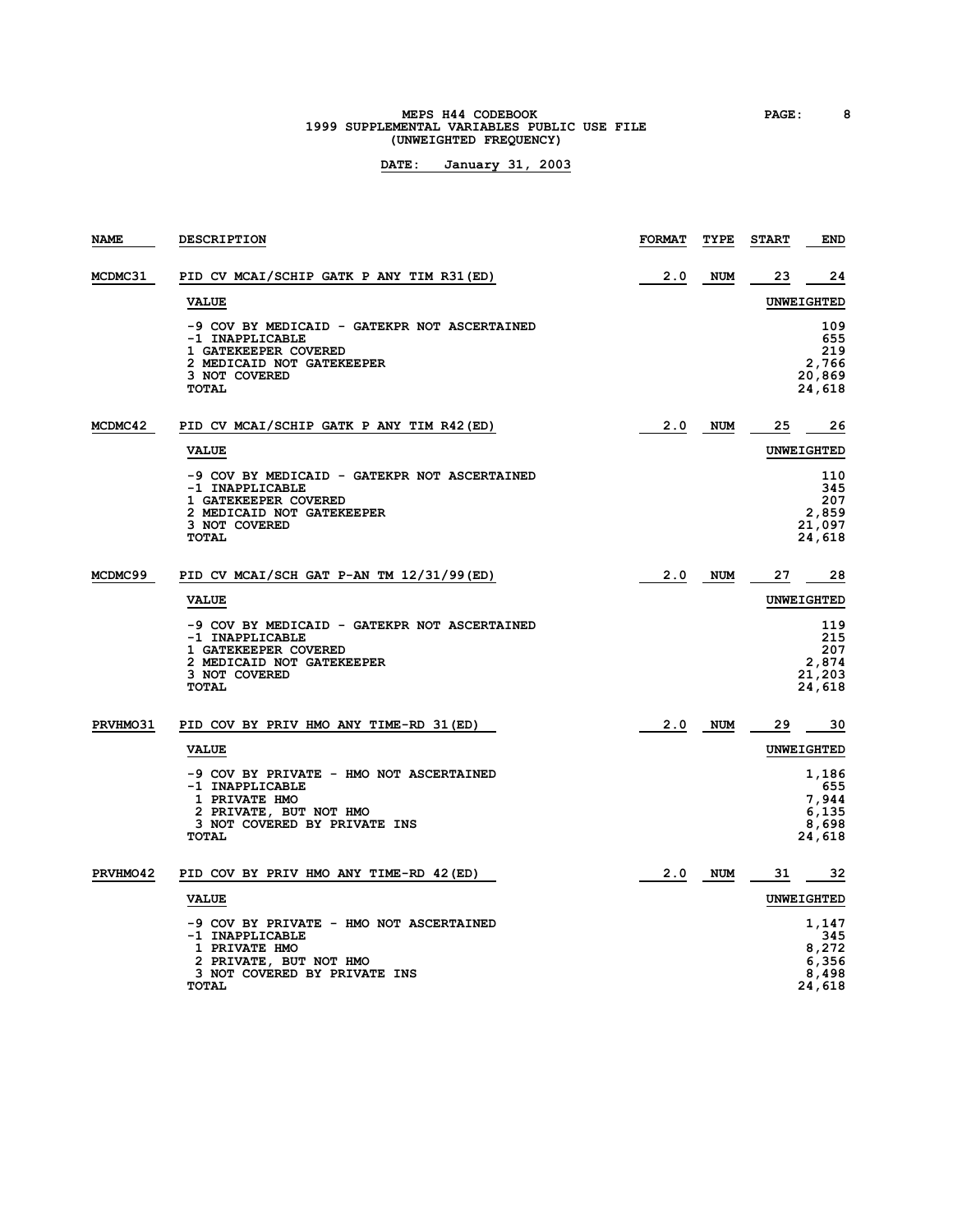MEPS H44 CODEBOOK
1999 SUPPLEMENTAL VARIABLES PUBLIC USE FILE
(UNWEIGHTED FREQUENCY)

**DATE: January 31, 2003**

| NAME | DESCRIPTION | FORMAT | TYPE | START | END |
|---|---|---|---|---|---|
| MCDMC31 | PID CV MCAI/SCHIP GATK P ANY TIM R31(ED) | 2.0 | NUM | 23 | 24 |

| VALUE | UNWEIGHTED |
|---|---|
| -9 COV BY MEDICAID - GATEKPR NOT ASCERTAINED | 109 |
| -1 INAPPLICABLE | 655 |
| 1 GATEKEEPER COVERED | 219 |
| 2 MEDICAID NOT GATEKEEPER | 2,766 |
| 3 NOT COVERED | 20,869 |
| TOTAL | 24,618 |

| NAME | DESCRIPTION | FORMAT | TYPE | START | END |
|---|---|---|---|---|---|
| MCDMC42 | PID CV MCAI/SCHIP GATK P ANY TIM R42(ED) | 2.0 | NUM | 25 | 26 |

| VALUE | UNWEIGHTED |
|---|---|
| -9 COV BY MEDICAID - GATEKPR NOT ASCERTAINED | 110 |
| -1 INAPPLICABLE | 345 |
| 1 GATEKEEPER COVERED | 207 |
| 2 MEDICAID NOT GATEKEEPER | 2,859 |
| 3 NOT COVERED | 21,097 |
| TOTAL | 24,618 |

| NAME | DESCRIPTION | FORMAT | TYPE | START | END |
|---|---|---|---|---|---|
| MCDMC99 | PID CV MCAI/SCH GAT P-AN TM 12/31/99(ED) | 2.0 | NUM | 27 | 28 |

| VALUE | UNWEIGHTED |
|---|---|
| -9 COV BY MEDICAID - GATEKPR NOT ASCERTAINED | 119 |
| -1 INAPPLICABLE | 215 |
| 1 GATEKEEPER COVERED | 207 |
| 2 MEDICAID NOT GATEKEEPER | 2,874 |
| 3 NOT COVERED | 21,203 |
| TOTAL | 24,618 |

| NAME | DESCRIPTION | FORMAT | TYPE | START | END |
|---|---|---|---|---|---|
| PRVHMO31 | PID COV BY PRIV HMO ANY TIME-RD 31(ED) | 2.0 | NUM | 29 | 30 |

| VALUE | UNWEIGHTED |
|---|---|
| -9 COV BY PRIVATE - HMO NOT ASCERTAINED | 1,186 |
| -1 INAPPLICABLE | 655 |
| 1 PRIVATE HMO | 7,944 |
| 2 PRIVATE, BUT NOT HMO | 6,135 |
| 3 NOT COVERED BY PRIVATE INS | 8,698 |
| TOTAL | 24,618 |

| NAME | DESCRIPTION | FORMAT | TYPE | START | END |
|---|---|---|---|---|---|
| PRVHMO42 | PID COV BY PRIV HMO ANY TIME-RD 42(ED) | 2.0 | NUM | 31 | 32 |

| VALUE | UNWEIGHTED |
|---|---|
| -9 COV BY PRIVATE - HMO NOT ASCERTAINED | 1,147 |
| -1 INAPPLICABLE | 345 |
| 1 PRIVATE HMO | 8,272 |
| 2 PRIVATE, BUT NOT HMO | 6,356 |
| 3 NOT COVERED BY PRIVATE INS | 8,498 |
| TOTAL | 24,618 |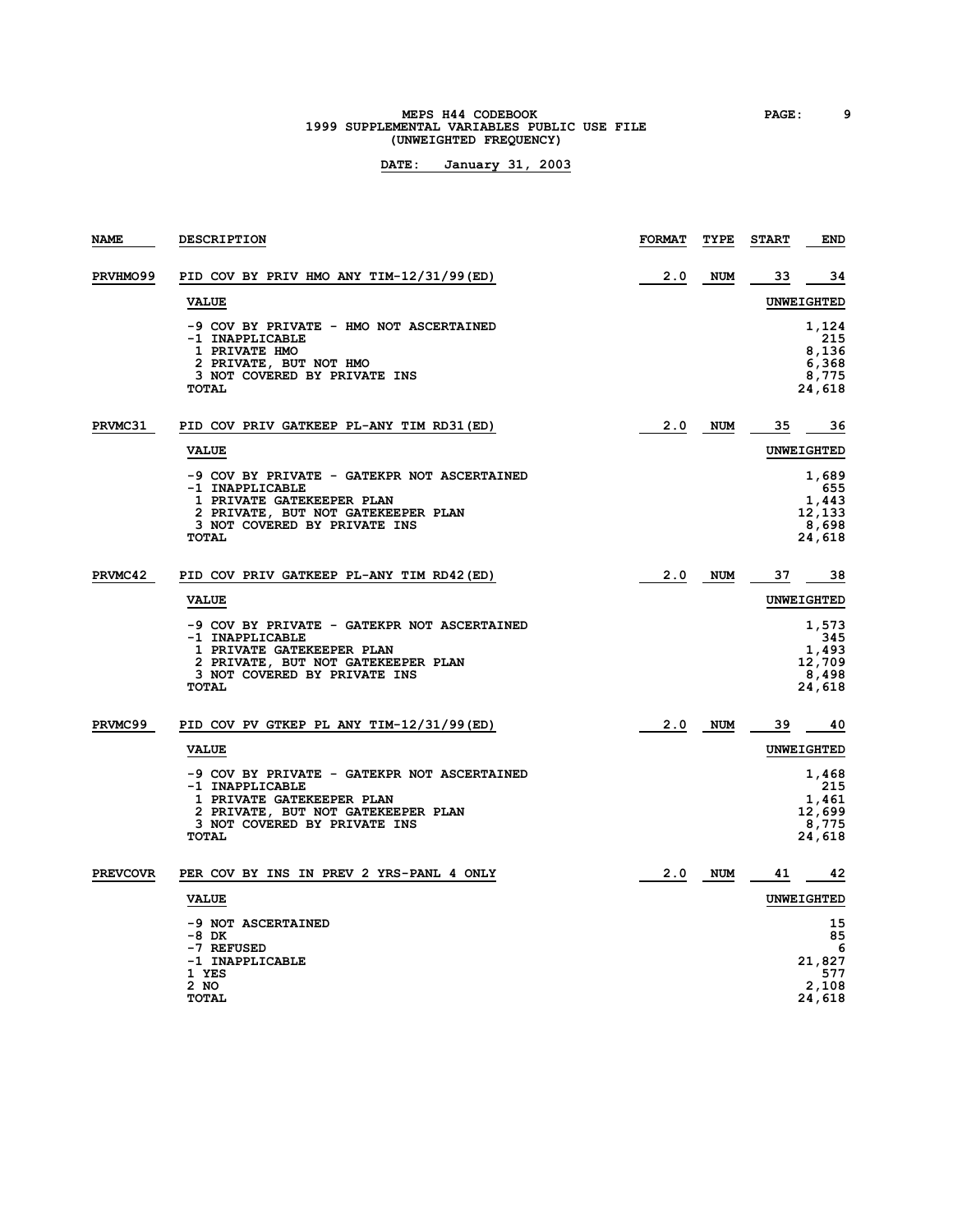| NAME | DESCRIPTION | FORMAT | TYPE | START | END |
|---|---|---|---|---|---|
| PRVHMO99 | PID COV BY PRIV HMO ANY TIM-12/31/99(ED) | 2.0 | NUM | 33 | 34 |

| VALUE | UNWEIGHTED |
|---|---|
| -9 COV BY PRIVATE - HMO NOT ASCERTAINED | 1,124 |
| -1 INAPPLICABLE | 215 |
| 1 PRIVATE HMO | 8,136 |
| 2 PRIVATE, BUT NOT HMO | 6,368 |
| 3 NOT COVERED BY PRIVATE INS | 8,775 |
| TOTAL | 24,618 |

| NAME | DESCRIPTION | FORMAT | TYPE | START | END |
|---|---|---|---|---|---|
| PRVMC31 | PID COV PRIV GATKEEP PL-ANY TIM RD31(ED) | 2.0 | NUM | 35 | 36 |

| VALUE | UNWEIGHTED |
|---|---|
| -9 COV BY PRIVATE - GATEKPR NOT ASCERTAINED | 1,689 |
| -1 INAPPLICABLE | 655 |
| 1 PRIVATE GATEKEEPER PLAN | 1,443 |
| 2 PRIVATE, BUT NOT GATEKEEPER PLAN | 12,133 |
| 3 NOT COVERED BY PRIVATE INS | 8,698 |
| TOTAL | 24,618 |

| NAME | DESCRIPTION | FORMAT | TYPE | START | END |
|---|---|---|---|---|---|
| PRVMC42 | PID COV PRIV GATKEEP PL-ANY TIM RD42(ED) | 2.0 | NUM | 37 | 38 |

| VALUE | UNWEIGHTED |
|---|---|
| -9 COV BY PRIVATE - GATEKPR NOT ASCERTAINED | 1,573 |
| -1 INAPPLICABLE | 345 |
| 1 PRIVATE GATEKEEPER PLAN | 1,493 |
| 2 PRIVATE, BUT NOT GATEKEEPER PLAN | 12,709 |
| 3 NOT COVERED BY PRIVATE INS | 8,498 |
| TOTAL | 24,618 |

| NAME | DESCRIPTION | FORMAT | TYPE | START | END |
|---|---|---|---|---|---|
| PRVMC99 | PID COV PV GTKEP PL ANY TIM-12/31/99(ED) | 2.0 | NUM | 39 | 40 |

| VALUE | UNWEIGHTED |
|---|---|
| -9 COV BY PRIVATE - GATEKPR NOT ASCERTAINED | 1,468 |
| -1 INAPPLICABLE | 215 |
| 1 PRIVATE GATEKEEPER PLAN | 1,461 |
| 2 PRIVATE, BUT NOT GATEKEEPER PLAN | 12,699 |
| 3 NOT COVERED BY PRIVATE INS | 8,775 |
| TOTAL | 24,618 |

| NAME | DESCRIPTION | FORMAT | TYPE | START | END |
|---|---|---|---|---|---|
| PREVCOVR | PER COV BY INS IN PREV 2 YRS-PANL 4 ONLY | 2.0 | NUM | 41 | 42 |

| VALUE | UNWEIGHTED |
|---|---|
| -9 NOT ASCERTAINED | 15 |
| -8 DK | 85 |
| -7 REFUSED | 6 |
| -1 INAPPLICABLE | 21,827 |
| 1 YES | 577 |
| 2 NO | 2,108 |
| TOTAL | 24,618 |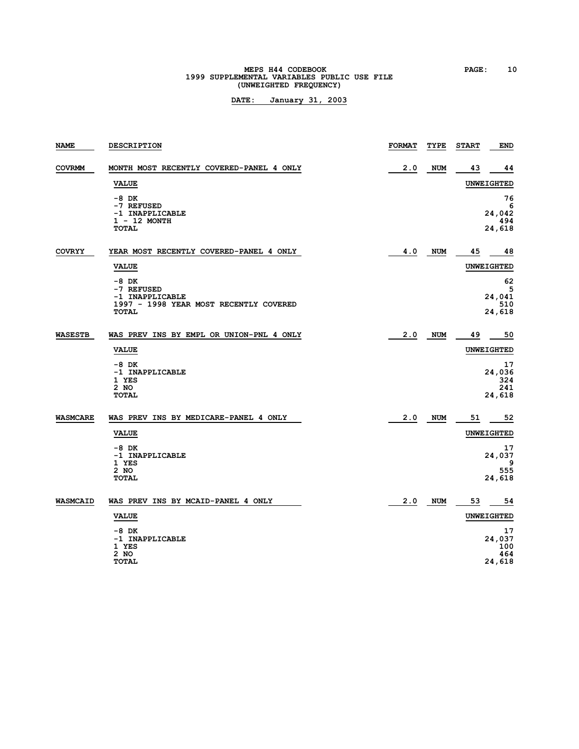MEPS H44 CODEBOOK
1999 SUPPLEMENTAL VARIABLES PUBLIC USE FILE
(UNWEIGHTED FREQUENCY)

**DATE: January 31, 2003**

| NAME | DESCRIPTION | FORMAT | TYPE | START | END |
|---|---|---|---|---|---|
| **COVRMM** | MONTH MOST RECENTLY COVERED-PANEL 4 ONLY | 2.0 | NUM | 43 | 44 |

| VALUE | UNWEIGHTED |
|---|---|
| -8 DK | 76 |
| -7 REFUSED | 6 |
| -1 INAPPLICABLE | 24,042 |
| 1 - 12 MONTH | 494 |
| TOTAL | 24,618 |

| NAME | DESCRIPTION | FORMAT | TYPE | START | END |
|---|---|---|---|---|---|
| **COVRYY** | YEAR MOST RECENTLY COVERED-PANEL 4 ONLY | 4.0 | NUM | 45 | 48 |

| VALUE | UNWEIGHTED |
|---|---|
| -8 DK | 62 |
| -7 REFUSED | 5 |
| -1 INAPPLICABLE | 24,041 |
| 1997 - 1998 YEAR MOST RECENTLY COVERED | 510 |
| TOTAL | 24,618 |

| NAME | DESCRIPTION | FORMAT | TYPE | START | END |
|---|---|---|---|---|---|
| **WASESTB** | WAS PREV INS BY EMPL OR UNION-PNL 4 ONLY | 2.0 | NUM | 49 | 50 |

| VALUE | UNWEIGHTED |
|---|---|
| -8 DK | 17 |
| -1 INAPPLICABLE | 24,036 |
| 1 YES | 324 |
| 2 NO | 241 |
| TOTAL | 24,618 |

| NAME | DESCRIPTION | FORMAT | TYPE | START | END |
|---|---|---|---|---|---|
| **WASMCARE** | WAS PREV INS BY MEDICARE-PANEL 4 ONLY | 2.0 | NUM | 51 | 52 |

| VALUE | UNWEIGHTED |
|---|---|
| -8 DK | 17 |
| -1 INAPPLICABLE | 24,037 |
| 1 YES | 9 |
| 2 NO | 555 |
| TOTAL | 24,618 |

| NAME | DESCRIPTION | FORMAT | TYPE | START | END |
|---|---|---|---|---|---|
| **WASMCAID** | WAS PREV INS BY MCAID-PANEL 4 ONLY | 2.0 | NUM | 53 | 54 |

| VALUE | UNWEIGHTED |
|---|---|
| -8 DK | 17 |
| -1 INAPPLICABLE | 24,037 |
| 1 YES | 100 |
| 2 NO | 464 |
| TOTAL | 24,618 |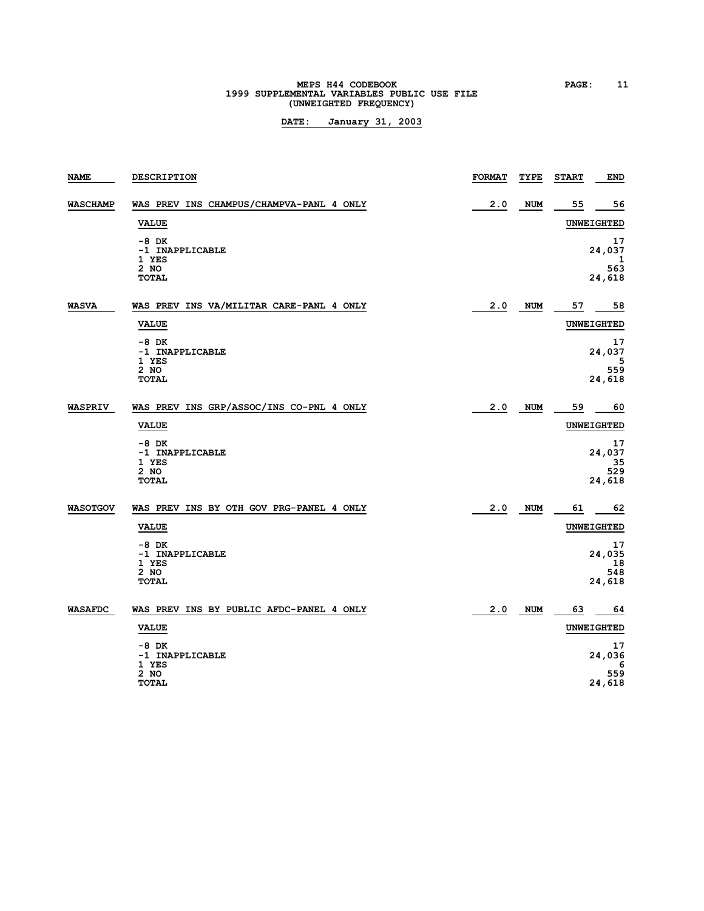| NAME | DESCRIPTION | FORMAT | TYPE | START | END |
|---|---|---|---|---|---|
| **WASCHAMP** | WAS PREV INS CHAMPUS/CHAMPVA-PANL 4 ONLY | 2.0 | NUM | 55 | 56 |

| VALUE | UNWEIGHTED |
|---|---|
| -8 DK | 17 |
| -1 INAPPLICABLE | 24,037 |
| 1 YES | 1 |
| 2 NO | 563 |
| TOTAL | 24,618 |

| NAME | DESCRIPTION | FORMAT | TYPE | START | END |
|---|---|---|---|---|---|
| **WASVA** | WAS PREV INS VA/MILITAR CARE-PANL 4 ONLY | 2.0 | NUM | 57 | 58 |

| VALUE | UNWEIGHTED |
|---|---|
| -8 DK | 17 |
| -1 INAPPLICABLE | 24,037 |
| 1 YES | 5 |
| 2 NO | 559 |
| TOTAL | 24,618 |

| NAME | DESCRIPTION | FORMAT | TYPE | START | END |
|---|---|---|---|---|---|
| **WASPRIV** | WAS PREV INS GRP/ASSOC/INS CO-PNL 4 ONLY | 2.0 | NUM | 59 | 60 |

| VALUE | UNWEIGHTED |
|---|---|
| -8 DK | 17 |
| -1 INAPPLICABLE | 24,037 |
| 1 YES | 35 |
| 2 NO | 529 |
| TOTAL | 24,618 |

| NAME | DESCRIPTION | FORMAT | TYPE | START | END |
|---|---|---|---|---|---|
| **WASOTGOV** | WAS PREV INS BY OTH GOV PRG-PANEL 4 ONLY | 2.0 | NUM | 61 | 62 |

| VALUE | UNWEIGHTED |
|---|---|
| -8 DK | 17 |
| -1 INAPPLICABLE | 24,035 |
| 1 YES | 18 |
| 2 NO | 548 |
| TOTAL | 24,618 |

| NAME | DESCRIPTION | FORMAT | TYPE | START | END |
|---|---|---|---|---|---|
| **WASAFDC** | WAS PREV INS BY PUBLIC AFDC-PANEL 4 ONLY | 2.0 | NUM | 63 | 64 |

| VALUE | UNWEIGHTED |
|---|---|
| -8 DK | 17 |
| -1 INAPPLICABLE | 24,036 |
| 1 YES | 6 |
| 2 NO | 559 |
| TOTAL | 24,618 |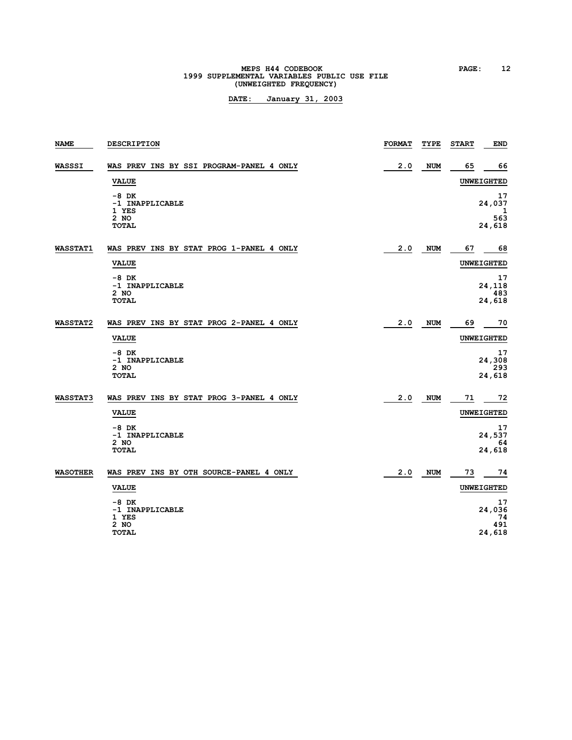# MEPS H44 CODEBOOK
## 1999 SUPPLEMENTAL VARIABLES PUBLIC USE FILE
### (UNWEIGHTED FREQUENCY)

**DATE: January 31, 2003**

| NAME | DESCRIPTION | FORMAT | TYPE | START | END |
|---|---|---|---|---|---|
| **WASSSI** | WAS PREV INS BY SSI PROGRAM-PANEL 4 ONLY | 2.0 | NUM | 65 | 66 |

| VALUE | UNWEIGHTED |
|---|---|
| -8 DK | 17 |
| -1 INAPPLICABLE | 24,037 |
| 1 YES | 1 |
| 2 NO | 563 |
| TOTAL | 24,618 |

| NAME | DESCRIPTION | FORMAT | TYPE | START | END |
|---|---|---|---|---|---|
| **WASSTAT1** | WAS PREV INS BY STAT PROG 1-PANEL 4 ONLY | 2.0 | NUM | 67 | 68 |

| VALUE | UNWEIGHTED |
|---|---|
| -8 DK | 17 |
| -1 INAPPLICABLE | 24,118 |
| 2 NO | 483 |
| TOTAL | 24,618 |

| NAME | DESCRIPTION | FORMAT | TYPE | START | END |
|---|---|---|---|---|---|
| **WASSTAT2** | WAS PREV INS BY STAT PROG 2-PANEL 4 ONLY | 2.0 | NUM | 69 | 70 |

| VALUE | UNWEIGHTED |
|---|---|
| -8 DK | 17 |
| -1 INAPPLICABLE | 24,308 |
| 2 NO | 293 |
| TOTAL | 24,618 |

| NAME | DESCRIPTION | FORMAT | TYPE | START | END |
|---|---|---|---|---|---|
| **WASSTAT3** | WAS PREV INS BY STAT PROG 3-PANEL 4 ONLY | 2.0 | NUM | 71 | 72 |

| VALUE | UNWEIGHTED |
|---|---|
| -8 DK | 17 |
| -1 INAPPLICABLE | 24,537 |
| 2 NO | 64 |
| TOTAL | 24,618 |

| NAME | DESCRIPTION | FORMAT | TYPE | START | END |
|---|---|---|---|---|---|
| **WASOTHER** | WAS PREV INS BY OTH SOURCE-PANEL 4 ONLY | 2.0 | NUM | 73 | 74 |

| VALUE | UNWEIGHTED |
|---|---|
| -8 DK | 17 |
| -1 INAPPLICABLE | 24,036 |
| 1 YES | 74 |
| 2 NO | 491 |
| TOTAL | 24,618 |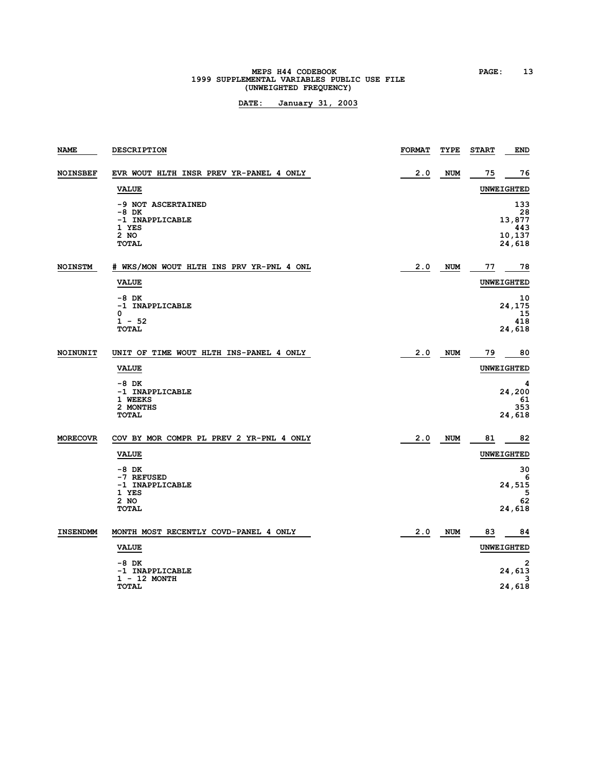**MEPS H44 CODEBOOK**
**1999 SUPPLEMENTAL VARIABLES PUBLIC USE FILE**
**(UNWEIGHTED FREQUENCY)**

**DATE: January 31, 2003**

| NAME | DESCRIPTION | FORMAT | TYPE | START | END |
|---|---|---|---|---|---|
| NOINSBEF | EVR WOUT HLTH INSR PREV YR-PANEL 4 ONLY | 2.0 | NUM | 75 | 76 |

| VALUE | UNWEIGHTED |
|---|---|
| -9 NOT ASCERTAINED | 133 |
| -8 DK | 28 |
| -1 INAPPLICABLE | 13,877 |
| 1 YES | 443 |
| 2 NO | 10,137 |
| TOTAL | 24,618 |

| NAME | DESCRIPTION | FORMAT | TYPE | START | END |
|---|---|---|---|---|---|
| NOINSTM | # WKS/MON WOUT HLTH INS PRV YR-PNL 4 ONL | 2.0 | NUM | 77 | 78 |

| VALUE | UNWEIGHTED |
|---|---|
| -8 DK | 10 |
| -1 INAPPLICABLE | 24,175 |
| 0 | 15 |
| 1 - 52 | 418 |
| TOTAL | 24,618 |

| NAME | DESCRIPTION | FORMAT | TYPE | START | END |
|---|---|---|---|---|---|
| NOINUNIT | UNIT OF TIME WOUT HLTH INS-PANEL 4 ONLY | 2.0 | NUM | 79 | 80 |

| VALUE | UNWEIGHTED |
|---|---|
| -8 DK | 4 |
| -1 INAPPLICABLE | 24,200 |
| 1 WEEKS | 61 |
| 2 MONTHS | 353 |
| TOTAL | 24,618 |

| NAME | DESCRIPTION | FORMAT | TYPE | START | END |
|---|---|---|---|---|---|
| MORECOVR | COV BY MOR COMPR PL PREV 2 YR-PNL 4 ONLY | 2.0 | NUM | 81 | 82 |

| VALUE | UNWEIGHTED |
|---|---|
| -8 DK | 30 |
| -7 REFUSED | 6 |
| -1 INAPPLICABLE | 24,515 |
| 1 YES | 5 |
| 2 NO | 62 |
| TOTAL | 24,618 |

| NAME | DESCRIPTION | FORMAT | TYPE | START | END |
|---|---|---|---|---|---|
| INSENDMM | MONTH MOST RECENTLY COVD-PANEL 4 ONLY | 2.0 | NUM | 83 | 84 |

| VALUE | UNWEIGHTED |
|---|---|
| -8 DK | 2 |
| -1 INAPPLICABLE | 24,613 |
| 1 - 12 MONTH | 3 |
| TOTAL | 24,618 |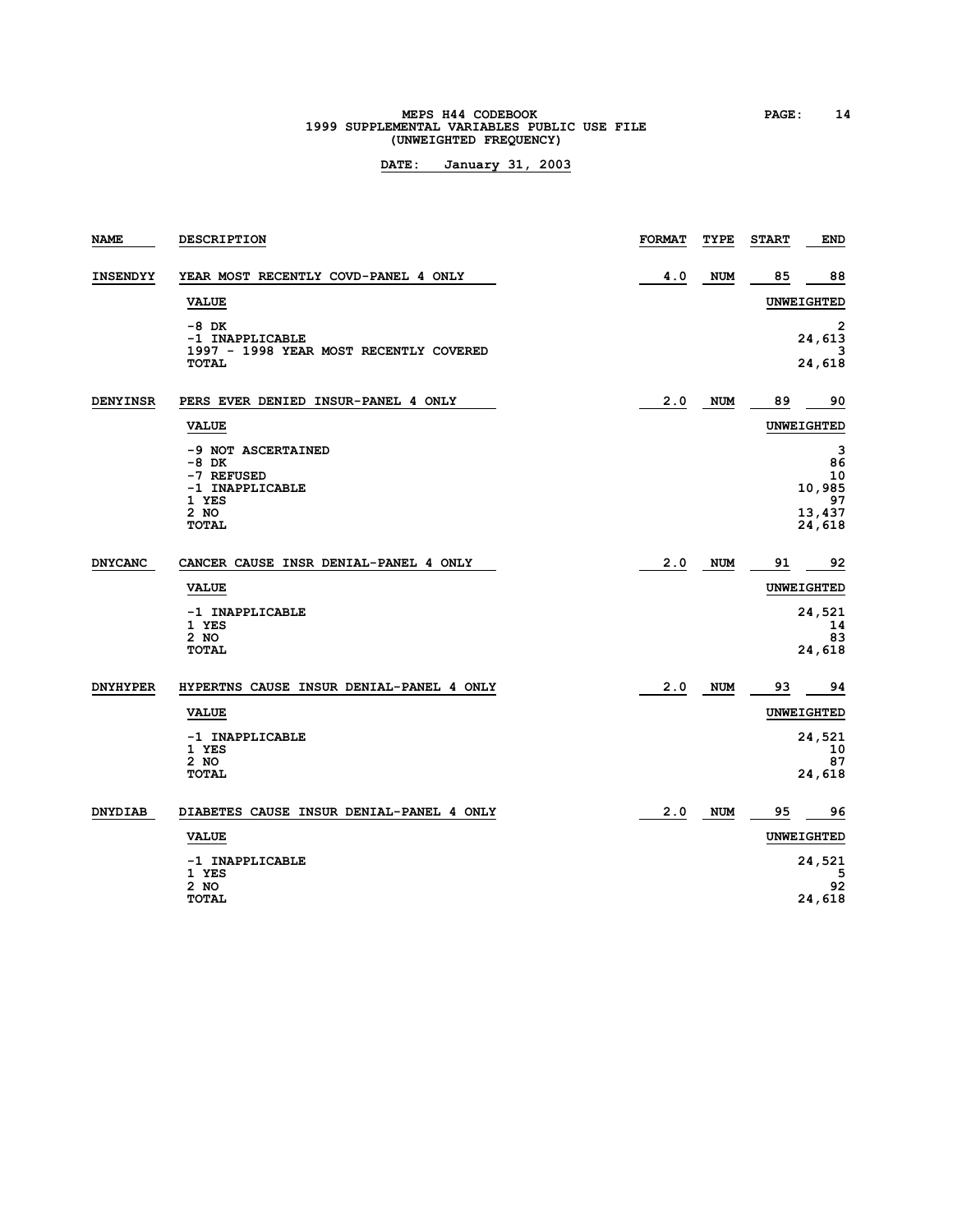| NAME | DESCRIPTION | FORMAT | TYPE | START | END |
|---|---|---|---|---|---|
| INSENDYY | YEAR MOST RECENTLY COVD-PANEL 4 ONLY | 4.0 | NUM | 85 | 88 |

| VALUE | UNWEIGHTED |
|---|---|
| -8 DK | 2 |
| -1 INAPPLICABLE | 24,613 |
| 1997 - 1998 YEAR MOST RECENTLY COVERED | 3 |
| TOTAL | 24,618 |

| NAME | DESCRIPTION | FORMAT | TYPE | START | END |
|---|---|---|---|---|---|
| DENYINSR | PERS EVER DENIED INSUR-PANEL 4 ONLY | 2.0 | NUM | 89 | 90 |

| VALUE | UNWEIGHTED |
|---|---|
| -9 NOT ASCERTAINED | 3 |
| -8 DK | 86 |
| -7 REFUSED | 10 |
| -1 INAPPLICABLE | 10,985 |
| 1 YES | 97 |
| 2 NO | 13,437 |
| TOTAL | 24,618 |

| NAME | DESCRIPTION | FORMAT | TYPE | START | END |
|---|---|---|---|---|---|
| DNYCANC | CANCER CAUSE INSR DENIAL-PANEL 4 ONLY | 2.0 | NUM | 91 | 92 |

| VALUE | UNWEIGHTED |
|---|---|
| -1 INAPPLICABLE | 24,521 |
| 1 YES | 14 |
| 2 NO | 83 |
| TOTAL | 24,618 |

| NAME | DESCRIPTION | FORMAT | TYPE | START | END |
|---|---|---|---|---|---|
| DNYHYPER | HYPERTNS CAUSE INSUR DENIAL-PANEL 4 ONLY | 2.0 | NUM | 93 | 94 |

| VALUE | UNWEIGHTED |
|---|---|
| -1 INAPPLICABLE | 24,521 |
| 1 YES | 10 |
| 2 NO | 87 |
| TOTAL | 24,618 |

| NAME | DESCRIPTION | FORMAT | TYPE | START | END |
|---|---|---|---|---|---|
| DNYDIAB | DIABETES CAUSE INSUR DENIAL-PANEL 4 ONLY | 2.0 | NUM | 95 | 96 |

| VALUE | UNWEIGHTED |
|---|---|
| -1 INAPPLICABLE | 24,521 |
| 1 YES | 5 |
| 2 NO | 92 |
| TOTAL | 24,618 |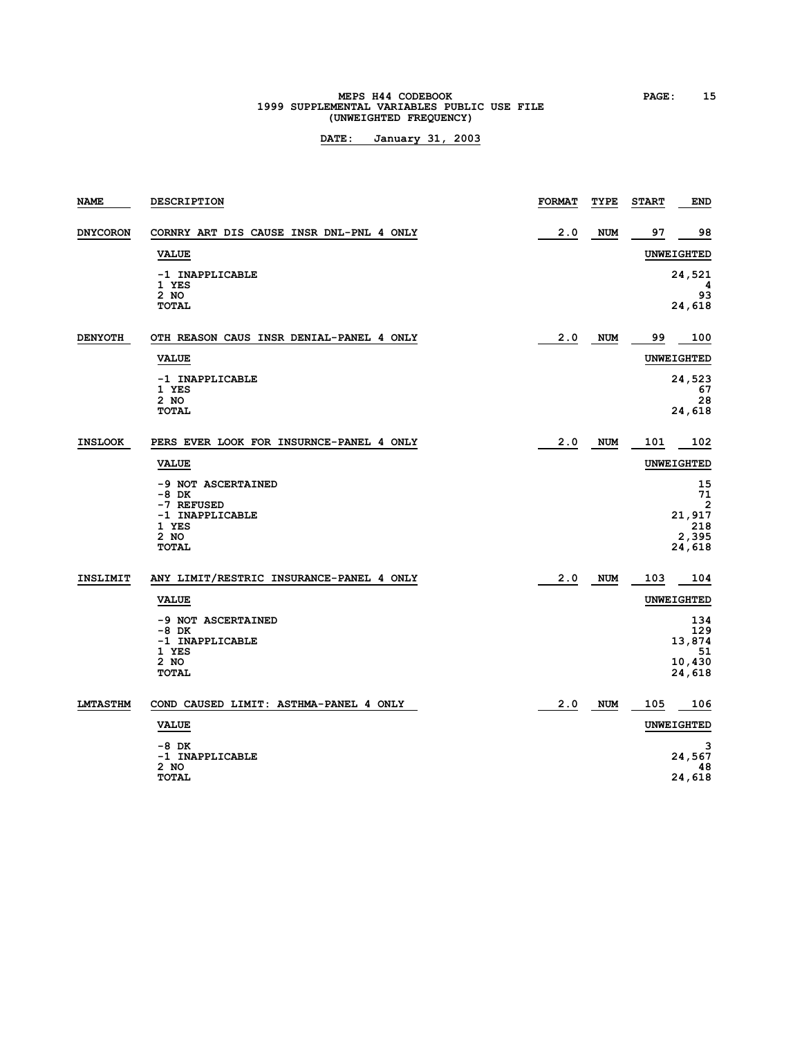MEPS H44 CODEBOOK
1999 SUPPLEMENTAL VARIABLES PUBLIC USE FILE
(UNWEIGHTED FREQUENCY)

**DATE: January 31, 2003**

| NAME | DESCRIPTION | FORMAT | TYPE | START | END |
|---|---|---|---|---|---|
| DNYCORON | CORNRY ART DIS CAUSE INSR DNL-PNL 4 ONLY | 2.0 | NUM | 97 | 98 |

| VALUE | UNWEIGHTED |
|---|---|
| -1 INAPPLICABLE | 24,521 |
| 1 YES | 4 |
| 2 NO | 93 |
| TOTAL | 24,618 |

| NAME | DESCRIPTION | FORMAT | TYPE | START | END |
|---|---|---|---|---|---|
| DENYOTH | OTH REASON CAUS INSR DENIAL-PANEL 4 ONLY | 2.0 | NUM | 99 | 100 |

| VALUE | UNWEIGHTED |
|---|---|
| -1 INAPPLICABLE | 24,523 |
| 1 YES | 67 |
| 2 NO | 28 |
| TOTAL | 24,618 |

| NAME | DESCRIPTION | FORMAT | TYPE | START | END |
|---|---|---|---|---|---|
| INSLOOK | PERS EVER LOOK FOR INSURNCE-PANEL 4 ONLY | 2.0 | NUM | 101 | 102 |

| VALUE | UNWEIGHTED |
|---|---|
| -9 NOT ASCERTAINED | 15 |
| -8 DK | 71 |
| -7 REFUSED | 2 |
| -1 INAPPLICABLE | 21,917 |
| 1 YES | 218 |
| 2 NO | 2,395 |
| TOTAL | 24,618 |

| NAME | DESCRIPTION | FORMAT | TYPE | START | END |
|---|---|---|---|---|---|
| INSLIMIT | ANY LIMIT/RESTRIC INSURANCE-PANEL 4 ONLY | 2.0 | NUM | 103 | 104 |

| VALUE | UNWEIGHTED |
|---|---|
| -9 NOT ASCERTAINED | 134 |
| -8 DK | 129 |
| -1 INAPPLICABLE | 13,874 |
| 1 YES | 51 |
| 2 NO | 10,430 |
| TOTAL | 24,618 |

| NAME | DESCRIPTION | FORMAT | TYPE | START | END |
|---|---|---|---|---|---|
| LMTASTHM | COND CAUSED LIMIT: ASTHMA-PANEL 4 ONLY | 2.0 | NUM | 105 | 106 |

| VALUE | UNWEIGHTED |
|---|---|
| -8 DK | 3 |
| -1 INAPPLICABLE | 24,567 |
| 2 NO | 48 |
| TOTAL | 24,618 |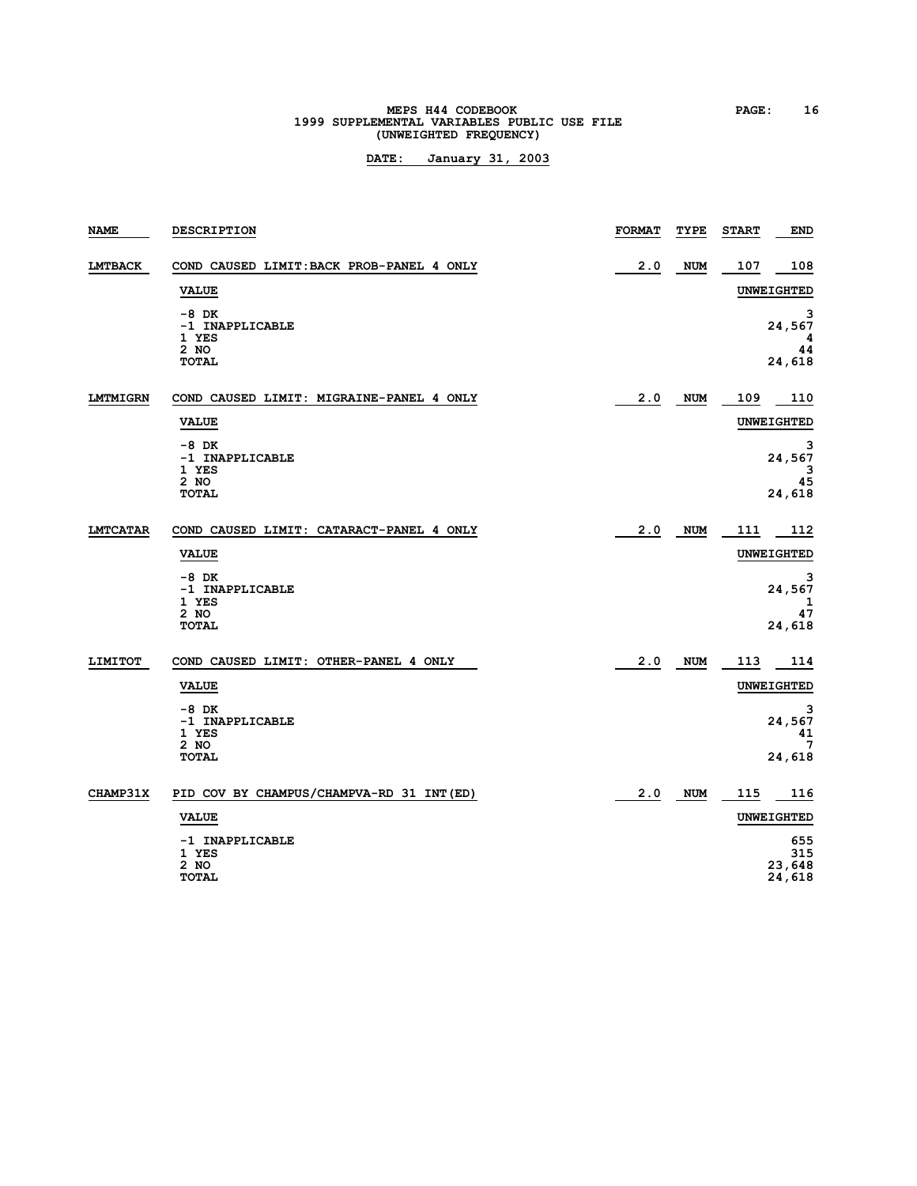| NAME | DESCRIPTION | FORMAT | TYPE | START | END |
|---|---|---|---|---|---|
| LMTBACK | COND CAUSED LIMIT:BACK PROB-PANEL 4 ONLY | 2.0 | NUM | 107 | 108 |

| VALUE | UNWEIGHTED |
|---|---|
| -8 DK | 3 |
| -1 INAPPLICABLE | 24,567 |
| 1 YES | 4 |
| 2 NO | 44 |
| TOTAL | 24,618 |

| NAME | DESCRIPTION | FORMAT | TYPE | START | END |
|---|---|---|---|---|---|
| LMTMIGRN | COND CAUSED LIMIT: MIGRAINE-PANEL 4 ONLY | 2.0 | NUM | 109 | 110 |

| VALUE | UNWEIGHTED |
|---|---|
| -8 DK | 3 |
| -1 INAPPLICABLE | 24,567 |
| 1 YES | 3 |
| 2 NO | 45 |
| TOTAL | 24,618 |

| NAME | DESCRIPTION | FORMAT | TYPE | START | END |
|---|---|---|---|---|---|
| LMTCATAR | COND CAUSED LIMIT: CATARACT-PANEL 4 ONLY | 2.0 | NUM | 111 | 112 |

| VALUE | UNWEIGHTED |
|---|---|
| -8 DK | 3 |
| -1 INAPPLICABLE | 24,567 |
| 1 YES | 1 |
| 2 NO | 47 |
| TOTAL | 24,618 |

| NAME | DESCRIPTION | FORMAT | TYPE | START | END |
|---|---|---|---|---|---|
| LIMITOT | COND CAUSED LIMIT: OTHER-PANEL 4 ONLY | 2.0 | NUM | 113 | 114 |

| VALUE | UNWEIGHTED |
|---|---|
| -8 DK | 3 |
| -1 INAPPLICABLE | 24,567 |
| 1 YES | 41 |
| 2 NO | 7 |
| TOTAL | 24,618 |

| NAME | DESCRIPTION | FORMAT | TYPE | START | END |
|---|---|---|---|---|---|
| CHAMP31X | PID COV BY CHAMPUS/CHAMPVA-RD 31 INT(ED) | 2.0 | NUM | 115 | 116 |

| VALUE | UNWEIGHTED |
|---|---|
| -1 INAPPLICABLE | 655 |
| 1 YES | 315 |
| 2 NO | 23,648 |
| TOTAL | 24,618 |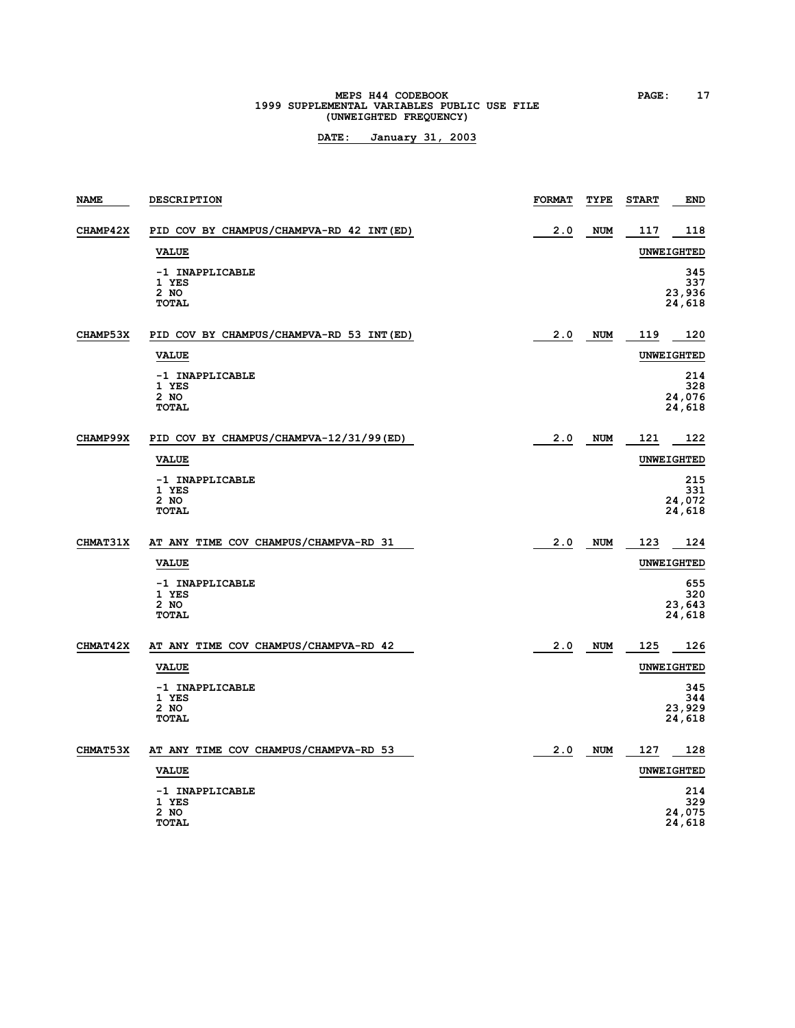| NAME | DESCRIPTION | FORMAT | TYPE | START | END |
|---|---|---|---|---|---|
| CHAMP42X | PID COV BY CHAMPUS/CHAMPVA-RD 42 INT(ED) | 2.0 | NUM | 117 | 118 |

| VALUE | UNWEIGHTED |
|---|---|
| -1 INAPPLICABLE | 345 |
| 1 YES | 337 |
| 2 NO | 23,936 |
| TOTAL | 24,618 |

| NAME | DESCRIPTION | FORMAT | TYPE | START | END |
|---|---|---|---|---|---|
| CHAMP53X | PID COV BY CHAMPUS/CHAMPVA-RD 53 INT(ED) | 2.0 | NUM | 119 | 120 |

| VALUE | UNWEIGHTED |
|---|---|
| -1 INAPPLICABLE | 214 |
| 1 YES | 328 |
| 2 NO | 24,076 |
| TOTAL | 24,618 |

| NAME | DESCRIPTION | FORMAT | TYPE | START | END |
|---|---|---|---|---|---|
| CHAMP99X | PID COV BY CHAMPUS/CHAMPVA-12/31/99(ED) | 2.0 | NUM | 121 | 122 |

| VALUE | UNWEIGHTED |
|---|---|
| -1 INAPPLICABLE | 215 |
| 1 YES | 331 |
| 2 NO | 24,072 |
| TOTAL | 24,618 |

| NAME | DESCRIPTION | FORMAT | TYPE | START | END |
|---|---|---|---|---|---|
| CHMAT31X | AT ANY TIME COV CHAMPUS/CHAMPVA-RD 31 | 2.0 | NUM | 123 | 124 |

| VALUE | UNWEIGHTED |
|---|---|
| -1 INAPPLICABLE | 655 |
| 1 YES | 320 |
| 2 NO | 23,643 |
| TOTAL | 24,618 |

| NAME | DESCRIPTION | FORMAT | TYPE | START | END |
|---|---|---|---|---|---|
| CHMAT42X | AT ANY TIME COV CHAMPUS/CHAMPVA-RD 42 | 2.0 | NUM | 125 | 126 |

| VALUE | UNWEIGHTED |
|---|---|
| -1 INAPPLICABLE | 345 |
| 1 YES | 344 |
| 2 NO | 23,929 |
| TOTAL | 24,618 |

| NAME | DESCRIPTION | FORMAT | TYPE | START | END |
|---|---|---|---|---|---|
| CHMAT53X | AT ANY TIME COV CHAMPUS/CHAMPVA-RD 53 | 2.0 | NUM | 127 | 128 |

| VALUE | UNWEIGHTED |
|---|---|
| -1 INAPPLICABLE | 214 |
| 1 YES | 329 |
| 2 NO | 24,075 |
| TOTAL | 24,618 |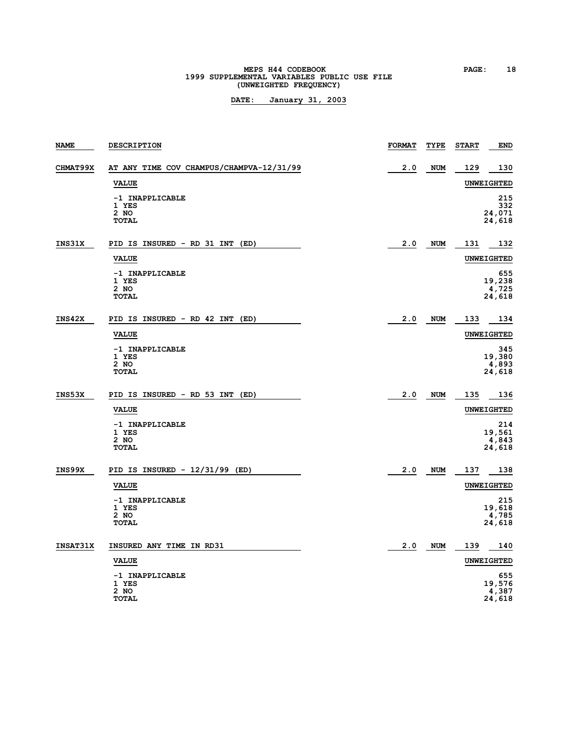MEPS H44 CODEBOOK
1999 SUPPLEMENTAL VARIABLES PUBLIC USE FILE
(UNWEIGHTED FREQUENCY)

**DATE: January 31, 2003**

| NAME | DESCRIPTION | FORMAT | TYPE | START | END |
|---|---|---|---|---|---|
| CHMAT99X | AT ANY TIME COV CHAMPUS/CHAMPVA-12/31/99 | 2.0 | NUM | 129 | 130 |

| VALUE | UNWEIGHTED |
|---|---|
| -1 INAPPLICABLE | 215 |
| 1 YES | 332 |
| 2 NO | 24,071 |
| TOTAL | 24,618 |

| NAME | DESCRIPTION | FORMAT | TYPE | START | END |
|---|---|---|---|---|---|
| INS31X | PID IS INSURED - RD 31 INT (ED) | 2.0 | NUM | 131 | 132 |

| VALUE | UNWEIGHTED |
|---|---|
| -1 INAPPLICABLE | 655 |
| 1 YES | 19,238 |
| 2 NO | 4,725 |
| TOTAL | 24,618 |

| NAME | DESCRIPTION | FORMAT | TYPE | START | END |
|---|---|---|---|---|---|
| INS42X | PID IS INSURED - RD 42 INT (ED) | 2.0 | NUM | 133 | 134 |

| VALUE | UNWEIGHTED |
|---|---|
| -1 INAPPLICABLE | 345 |
| 1 YES | 19,380 |
| 2 NO | 4,893 |
| TOTAL | 24,618 |

| NAME | DESCRIPTION | FORMAT | TYPE | START | END |
|---|---|---|---|---|---|
| INS53X | PID IS INSURED - RD 53 INT (ED) | 2.0 | NUM | 135 | 136 |

| VALUE | UNWEIGHTED |
|---|---|
| -1 INAPPLICABLE | 214 |
| 1 YES | 19,561 |
| 2 NO | 4,843 |
| TOTAL | 24,618 |

| NAME | DESCRIPTION | FORMAT | TYPE | START | END |
|---|---|---|---|---|---|
| INS99X | PID IS INSURED - 12/31/99 (ED) | 2.0 | NUM | 137 | 138 |

| VALUE | UNWEIGHTED |
|---|---|
| -1 INAPPLICABLE | 215 |
| 1 YES | 19,618 |
| 2 NO | 4,785 |
| TOTAL | 24,618 |

| NAME | DESCRIPTION | FORMAT | TYPE | START | END |
|---|---|---|---|---|---|
| INSAT31X | INSURED ANY TIME IN RD31 | 2.0 | NUM | 139 | 140 |

| VALUE | UNWEIGHTED |
|---|---|
| -1 INAPPLICABLE | 655 |
| 1 YES | 19,576 |
| 2 NO | 4,387 |
| TOTAL | 24,618 |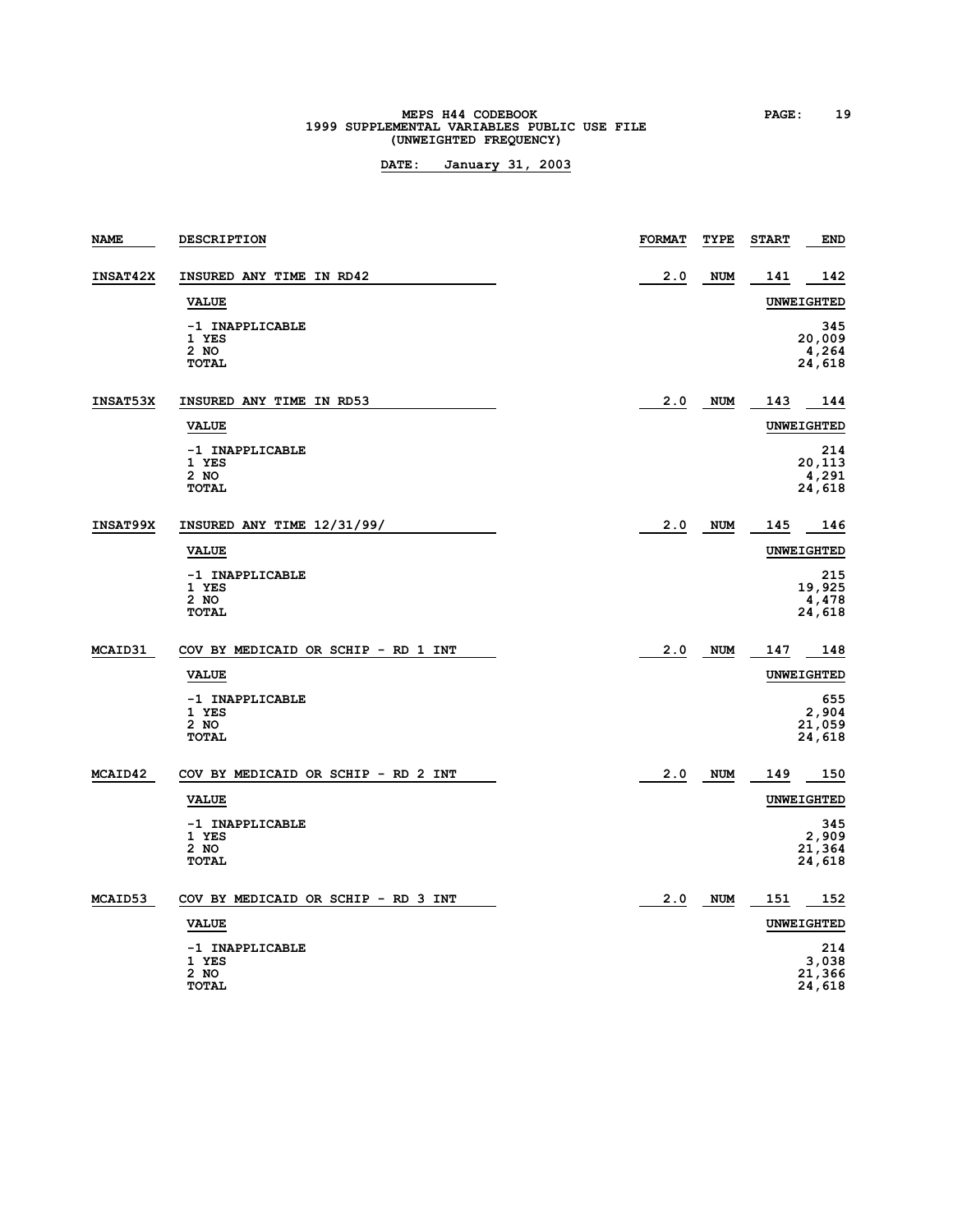# MEPS H44 CODEBOOK
## 1999 SUPPLEMENTAL VARIABLES PUBLIC USE FILE
## (UNWEIGHTED FREQUENCY)

**DATE: January 31, 2003**

| NAME | DESCRIPTION | FORMAT | TYPE | START | END |
|---|---|---|---|---|---|
| INSAT42X | INSURED ANY TIME IN RD42 | 2.0 | NUM | 141 | 142 |

| VALUE | UNWEIGHTED |
|---|---|
| -1 INAPPLICABLE | 345 |
| 1 YES | 20,009 |
| 2 NO | 4,264 |
| TOTAL | 24,618 |

| NAME | DESCRIPTION | FORMAT | TYPE | START | END |
|---|---|---|---|---|---|
| INSAT53X | INSURED ANY TIME IN RD53 | 2.0 | NUM | 143 | 144 |

| VALUE | UNWEIGHTED |
|---|---|
| -1 INAPPLICABLE | 214 |
| 1 YES | 20,113 |
| 2 NO | 4,291 |
| TOTAL | 24,618 |

| NAME | DESCRIPTION | FORMAT | TYPE | START | END |
|---|---|---|---|---|---|
| INSAT99X | INSURED ANY TIME 12/31/99/ | 2.0 | NUM | 145 | 146 |

| VALUE | UNWEIGHTED |
|---|---|
| -1 INAPPLICABLE | 215 |
| 1 YES | 19,925 |
| 2 NO | 4,478 |
| TOTAL | 24,618 |

| NAME | DESCRIPTION | FORMAT | TYPE | START | END |
|---|---|---|---|---|---|
| MCAID31 | COV BY MEDICAID OR SCHIP - RD 1 INT | 2.0 | NUM | 147 | 148 |

| VALUE | UNWEIGHTED |
|---|---|
| -1 INAPPLICABLE | 655 |
| 1 YES | 2,904 |
| 2 NO | 21,059 |
| TOTAL | 24,618 |

| NAME | DESCRIPTION | FORMAT | TYPE | START | END |
|---|---|---|---|---|---|
| MCAID42 | COV BY MEDICAID OR SCHIP - RD 2 INT | 2.0 | NUM | 149 | 150 |

| VALUE | UNWEIGHTED |
|---|---|
| -1 INAPPLICABLE | 345 |
| 1 YES | 2,909 |
| 2 NO | 21,364 |
| TOTAL | 24,618 |

| NAME | DESCRIPTION | FORMAT | TYPE | START | END |
|---|---|---|---|---|---|
| MCAID53 | COV BY MEDICAID OR SCHIP - RD 3 INT | 2.0 | NUM | 151 | 152 |

| VALUE | UNWEIGHTED |
|---|---|
| -1 INAPPLICABLE | 214 |
| 1 YES | 3,038 |
| 2 NO | 21,366 |
| TOTAL | 24,618 |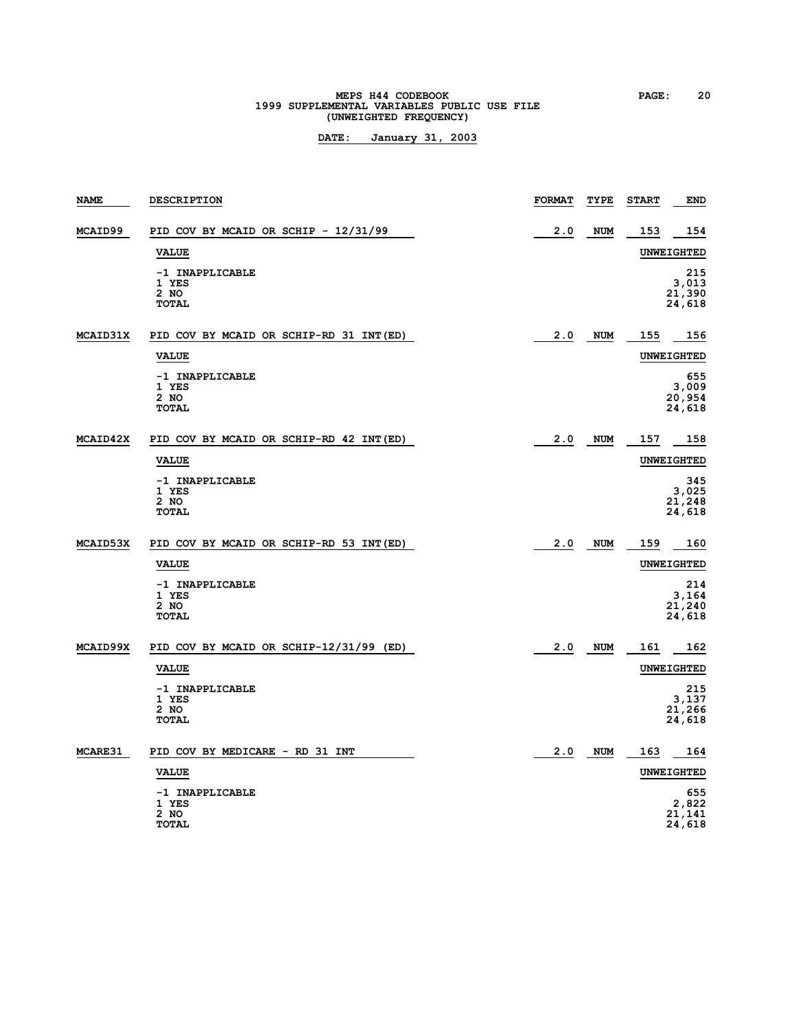MEPS H44 CODEBOOK
1999 SUPPLEMENTAL VARIABLES PUBLIC USE FILE
(UNWEIGHTED FREQUENCY)

**DATE: January 31, 2003**

| NAME | DESCRIPTION | FORMAT | TYPE | START | END |
|---|---|---|---|---|---|
| MCAID99 | PID COV BY MCAID OR SCHIP - 12/31/99 | 2.0 | NUM | 153 | 154 |

| VALUE | UNWEIGHTED |
|---|---|
| -1 INAPPLICABLE | 215 |
| 1 YES | 3,013 |
| 2 NO | 21,390 |
| TOTAL | 24,618 |

| NAME | DESCRIPTION | FORMAT | TYPE | START | END |
|---|---|---|---|---|---|
| MCAID31X | PID COV BY MCAID OR SCHIP-RD 31 INT(ED) | 2.0 | NUM | 155 | 156 |

| VALUE | UNWEIGHTED |
|---|---|
| -1 INAPPLICABLE | 655 |
| 1 YES | 3,009 |
| 2 NO | 20,954 |
| TOTAL | 24,618 |

| NAME | DESCRIPTION | FORMAT | TYPE | START | END |
|---|---|---|---|---|---|
| MCAID42X | PID COV BY MCAID OR SCHIP-RD 42 INT(ED) | 2.0 | NUM | 157 | 158 |

| VALUE | UNWEIGHTED |
|---|---|
| -1 INAPPLICABLE | 345 |
| 1 YES | 3,025 |
| 2 NO | 21,248 |
| TOTAL | 24,618 |

| NAME | DESCRIPTION | FORMAT | TYPE | START | END |
|---|---|---|---|---|---|
| MCAID53X | PID COV BY MCAID OR SCHIP-RD 53 INT(ED) | 2.0 | NUM | 159 | 160 |

| VALUE | UNWEIGHTED |
|---|---|
| -1 INAPPLICABLE | 214 |
| 1 YES | 3,164 |
| 2 NO | 21,240 |
| TOTAL | 24,618 |

| NAME | DESCRIPTION | FORMAT | TYPE | START | END |
|---|---|---|---|---|---|
| MCAID99X | PID COV BY MCAID OR SCHIP-12/31/99 (ED) | 2.0 | NUM | 161 | 162 |

| VALUE | UNWEIGHTED |
|---|---|
| -1 INAPPLICABLE | 215 |
| 1 YES | 3,137 |
| 2 NO | 21,266 |
| TOTAL | 24,618 |

| NAME | DESCRIPTION | FORMAT | TYPE | START | END |
|---|---|---|---|---|---|
| MCARE31 | PID COV BY MEDICARE - RD 31 INT | 2.0 | NUM | 163 | 164 |

| VALUE | UNWEIGHTED |
|---|---|
| -1 INAPPLICABLE | 655 |
| 1 YES | 2,822 |
| 2 NO | 21,141 |
| TOTAL | 24,618 |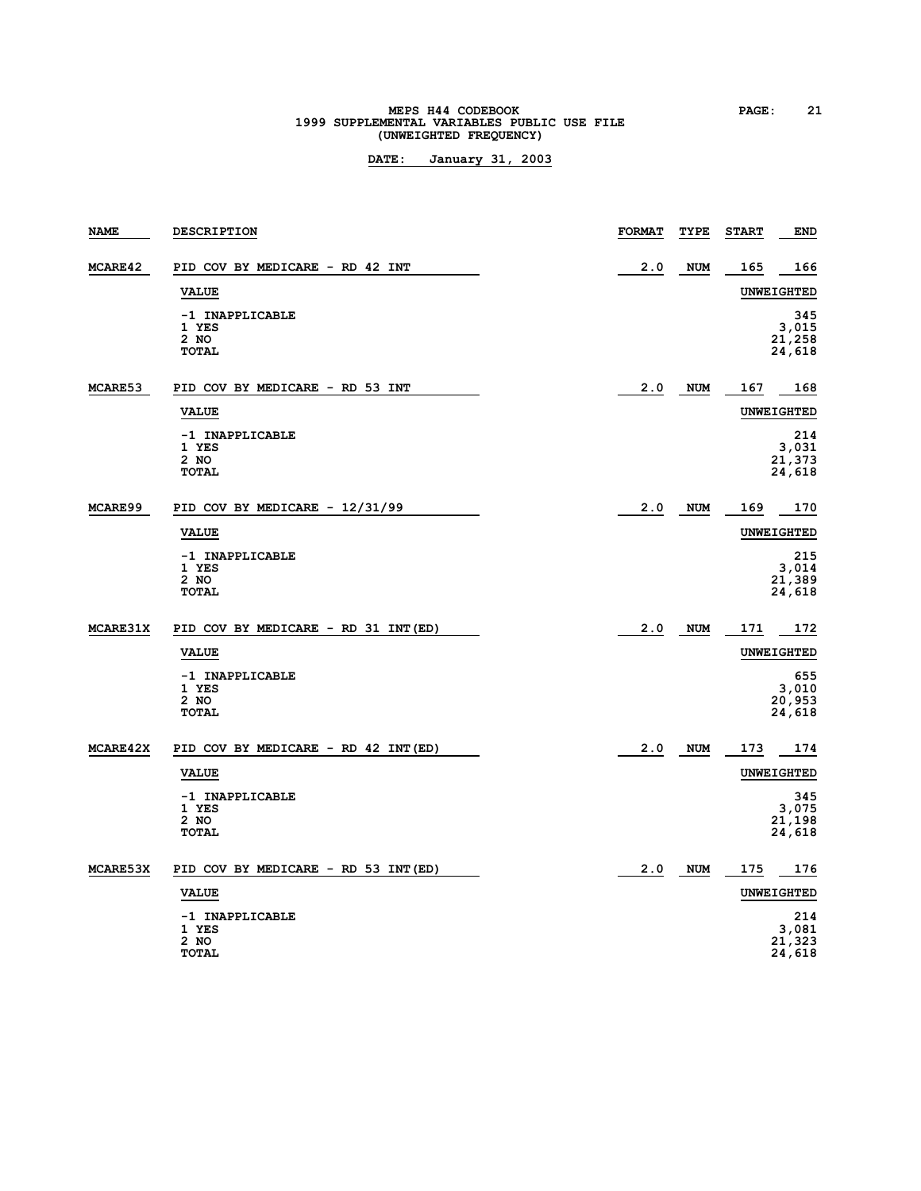MEPS H44 CODEBOOK
1999 SUPPLEMENTAL VARIABLES PUBLIC USE FILE
(UNWEIGHTED FREQUENCY)

DATE: January 31, 2003

| NAME | DESCRIPTION | FORMAT | TYPE | START | END |
|---|---|---|---|---|---|
| MCARE42 | PID COV BY MEDICARE - RD 42 INT | 2.0 | NUM | 165 | 166 |

| VALUE | UNWEIGHTED |
|---|---|
| -1 INAPPLICABLE | 345 |
| 1 YES | 3,015 |
| 2 NO | 21,258 |
| TOTAL | 24,618 |

| NAME | DESCRIPTION | FORMAT | TYPE | START | END |
|---|---|---|---|---|---|
| MCARE53 | PID COV BY MEDICARE - RD 53 INT | 2.0 | NUM | 167 | 168 |

| VALUE | UNWEIGHTED |
|---|---|
| -1 INAPPLICABLE | 214 |
| 1 YES | 3,031 |
| 2 NO | 21,373 |
| TOTAL | 24,618 |

| NAME | DESCRIPTION | FORMAT | TYPE | START | END |
|---|---|---|---|---|---|
| MCARE99 | PID COV BY MEDICARE - 12/31/99 | 2.0 | NUM | 169 | 170 |

| VALUE | UNWEIGHTED |
|---|---|
| -1 INAPPLICABLE | 215 |
| 1 YES | 3,014 |
| 2 NO | 21,389 |
| TOTAL | 24,618 |

| NAME | DESCRIPTION | FORMAT | TYPE | START | END |
|---|---|---|---|---|---|
| MCARE31X | PID COV BY MEDICARE - RD 31 INT(ED) | 2.0 | NUM | 171 | 172 |

| VALUE | UNWEIGHTED |
|---|---|
| -1 INAPPLICABLE | 655 |
| 1 YES | 3,010 |
| 2 NO | 20,953 |
| TOTAL | 24,618 |

| NAME | DESCRIPTION | FORMAT | TYPE | START | END |
|---|---|---|---|---|---|
| MCARE42X | PID COV BY MEDICARE - RD 42 INT(ED) | 2.0 | NUM | 173 | 174 |

| VALUE | UNWEIGHTED |
|---|---|
| -1 INAPPLICABLE | 345 |
| 1 YES | 3,075 |
| 2 NO | 21,198 |
| TOTAL | 24,618 |

| NAME | DESCRIPTION | FORMAT | TYPE | START | END |
|---|---|---|---|---|---|
| MCARE53X | PID COV BY MEDICARE - RD 53 INT(ED) | 2.0 | NUM | 175 | 176 |

| VALUE | UNWEIGHTED |
|---|---|
| -1 INAPPLICABLE | 214 |
| 1 YES | 3,081 |
| 2 NO | 21,323 |
| TOTAL | 24,618 |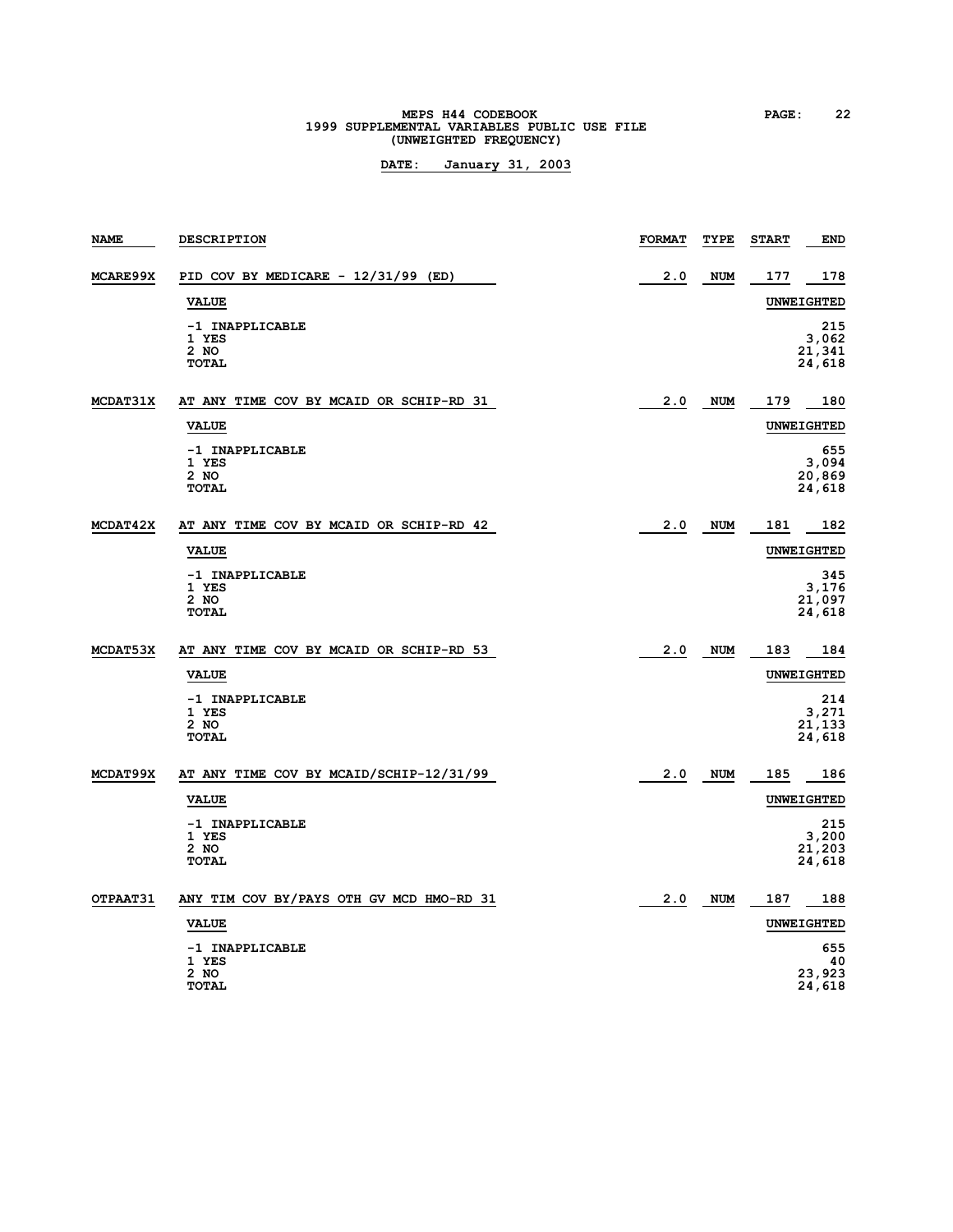MEPS H44 CODEBOOK
1999 SUPPLEMENTAL VARIABLES PUBLIC USE FILE
(UNWEIGHTED FREQUENCY)

**DATE: January 31, 2003**

| NAME | DESCRIPTION | FORMAT | TYPE | START | END |
|---|---|---|---|---|---|
| MCARE99X | PID COV BY MEDICARE - 12/31/99 (ED) | 2.0 | NUM | 177 | 178 |

| VALUE | UNWEIGHTED |
|---|---|
| -1 INAPPLICABLE | 215 |
| 1 YES | 3,062 |
| 2 NO | 21,341 |
| TOTAL | 24,618 |

| NAME | DESCRIPTION | FORMAT | TYPE | START | END |
|---|---|---|---|---|---|
| MCDAT31X | AT ANY TIME COV BY MCAID OR SCHIP-RD 31 | 2.0 | NUM | 179 | 180 |

| VALUE | UNWEIGHTED |
|---|---|
| -1 INAPPLICABLE | 655 |
| 1 YES | 3,094 |
| 2 NO | 20,869 |
| TOTAL | 24,618 |

| NAME | DESCRIPTION | FORMAT | TYPE | START | END |
|---|---|---|---|---|---|
| MCDAT42X | AT ANY TIME COV BY MCAID OR SCHIP-RD 42 | 2.0 | NUM | 181 | 182 |

| VALUE | UNWEIGHTED |
|---|---|
| -1 INAPPLICABLE | 345 |
| 1 YES | 3,176 |
| 2 NO | 21,097 |
| TOTAL | 24,618 |

| NAME | DESCRIPTION | FORMAT | TYPE | START | END |
|---|---|---|---|---|---|
| MCDAT53X | AT ANY TIME COV BY MCAID OR SCHIP-RD 53 | 2.0 | NUM | 183 | 184 |

| VALUE | UNWEIGHTED |
|---|---|
| -1 INAPPLICABLE | 214 |
| 1 YES | 3,271 |
| 2 NO | 21,133 |
| TOTAL | 24,618 |

| NAME | DESCRIPTION | FORMAT | TYPE | START | END |
|---|---|---|---|---|---|
| MCDAT99X | AT ANY TIME COV BY MCAID/SCHIP-12/31/99 | 2.0 | NUM | 185 | 186 |

| VALUE | UNWEIGHTED |
|---|---|
| -1 INAPPLICABLE | 215 |
| 1 YES | 3,200 |
| 2 NO | 21,203 |
| TOTAL | 24,618 |

| NAME | DESCRIPTION | FORMAT | TYPE | START | END |
|---|---|---|---|---|---|
| OTPAAT31 | ANY TIM COV BY/PAYS OTH GV MCD HMO-RD 31 | 2.0 | NUM | 187 | 188 |

| VALUE | UNWEIGHTED |
|---|---|
| -1 INAPPLICABLE | 655 |
| 1 YES | 40 |
| 2 NO | 23,923 |
| TOTAL | 24,618 |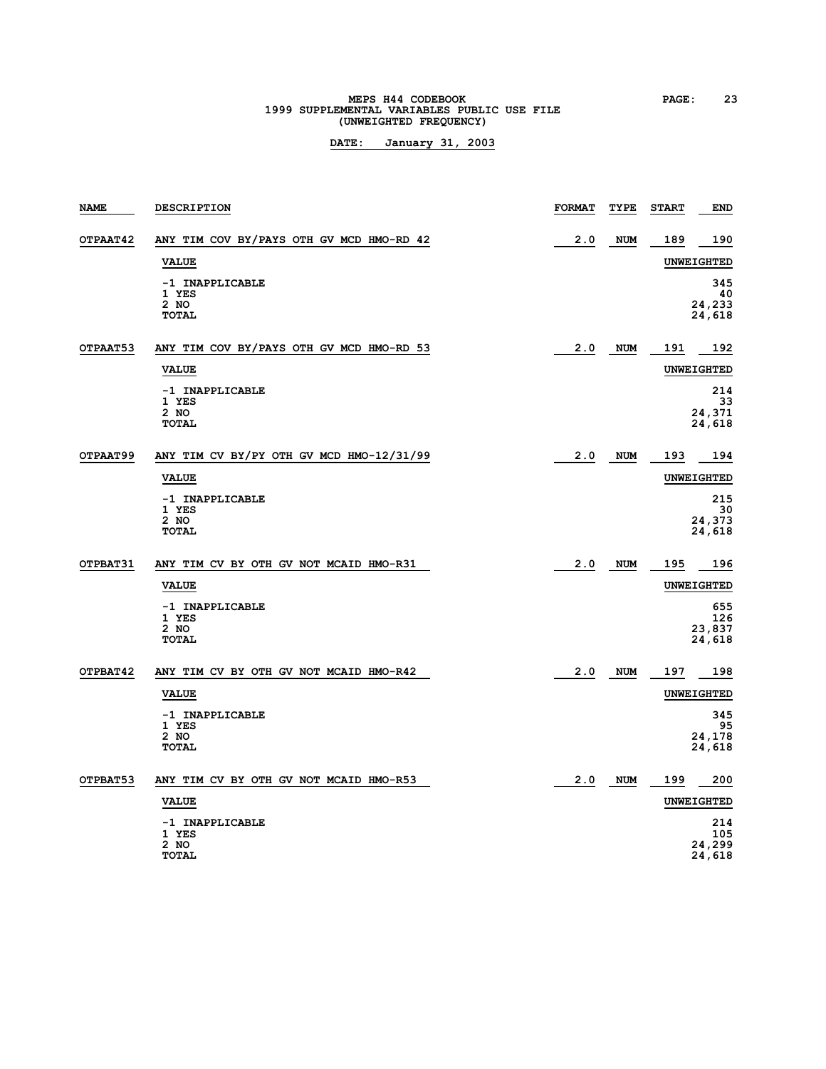| NAME | DESCRIPTION | FORMAT | TYPE | START | END |
|---|---|---|---|---|---|
| OTPAAT42 | ANY TIM COV BY/PAYS OTH GV MCD HMO-RD 42 | 2.0 | NUM | 189 | 190 |

| VALUE | UNWEIGHTED |
|---|---|
| -1 INAPPLICABLE | 345 |
| 1 YES | 40 |
| 2 NO | 24,233 |
| TOTAL | 24,618 |

| NAME | DESCRIPTION | FORMAT | TYPE | START | END |
|---|---|---|---|---|---|
| OTPAAT53 | ANY TIM COV BY/PAYS OTH GV MCD HMO-RD 53 | 2.0 | NUM | 191 | 192 |

| VALUE | UNWEIGHTED |
|---|---|
| -1 INAPPLICABLE | 214 |
| 1 YES | 33 |
| 2 NO | 24,371 |
| TOTAL | 24,618 |

| NAME | DESCRIPTION | FORMAT | TYPE | START | END |
|---|---|---|---|---|---|
| OTPAAT99 | ANY TIM CV BY/PY OTH GV MCD HMO-12/31/99 | 2.0 | NUM | 193 | 194 |

| VALUE | UNWEIGHTED |
|---|---|
| -1 INAPPLICABLE | 215 |
| 1 YES | 30 |
| 2 NO | 24,373 |
| TOTAL | 24,618 |

| NAME | DESCRIPTION | FORMAT | TYPE | START | END |
|---|---|---|---|---|---|
| OTPBAT31 | ANY TIM CV BY OTH GV NOT MCAID HMO-R31 | 2.0 | NUM | 195 | 196 |

| VALUE | UNWEIGHTED |
|---|---|
| -1 INAPPLICABLE | 655 |
| 1 YES | 126 |
| 2 NO | 23,837 |
| TOTAL | 24,618 |

| NAME | DESCRIPTION | FORMAT | TYPE | START | END |
|---|---|---|---|---|---|
| OTPBAT42 | ANY TIM CV BY OTH GV NOT MCAID HMO-R42 | 2.0 | NUM | 197 | 198 |

| VALUE | UNWEIGHTED |
|---|---|
| -1 INAPPLICABLE | 345 |
| 1 YES | 95 |
| 2 NO | 24,178 |
| TOTAL | 24,618 |

| NAME | DESCRIPTION | FORMAT | TYPE | START | END |
|---|---|---|---|---|---|
| OTPBAT53 | ANY TIM CV BY OTH GV NOT MCAID HMO-R53 | 2.0 | NUM | 199 | 200 |

| VALUE | UNWEIGHTED |
|---|---|
| -1 INAPPLICABLE | 214 |
| 1 YES | 105 |
| 2 NO | 24,299 |
| TOTAL | 24,618 |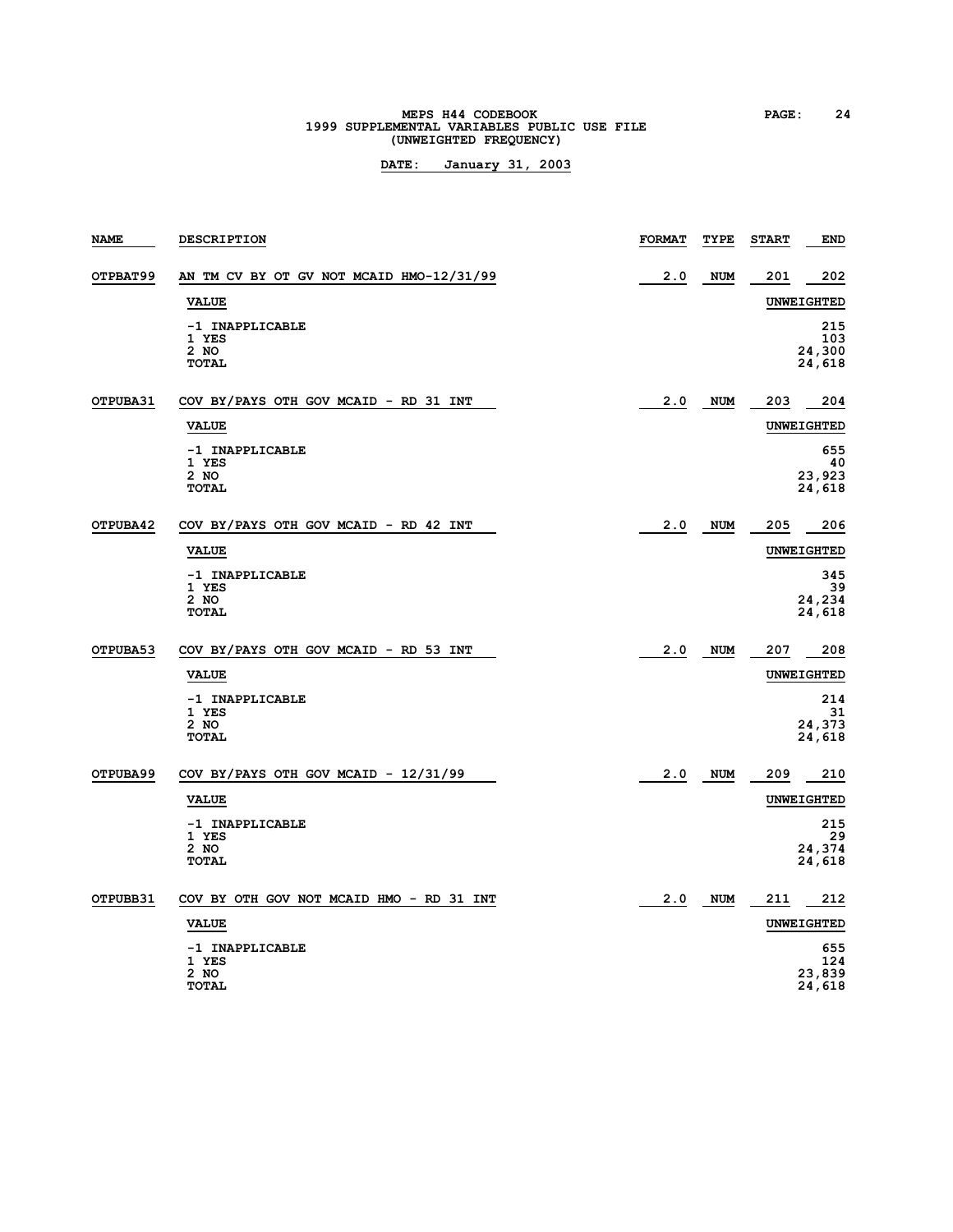MEPS H44 CODEBOOK
1999 SUPPLEMENTAL VARIABLES PUBLIC USE FILE
(UNWEIGHTED FREQUENCY)

**DATE: January 31, 2003**

| NAME | DESCRIPTION | FORMAT | TYPE | START | END |
|---|---|---|---|---|---|
| OTPBAT99 | AN TM CV BY OT GV NOT MCAID HMO-12/31/99 | 2.0 | NUM | 201 | 202 |

| VALUE | UNWEIGHTED |
|---|---|
| -1 INAPPLICABLE | 215 |
| 1 YES | 103 |
| 2 NO | 24,300 |
| TOTAL | 24,618 |

| NAME | DESCRIPTION | FORMAT | TYPE | START | END |
|---|---|---|---|---|---|
| OTPUBA31 | COV BY/PAYS OTH GOV MCAID - RD 31 INT | 2.0 | NUM | 203 | 204 |

| VALUE | UNWEIGHTED |
|---|---|
| -1 INAPPLICABLE | 655 |
| 1 YES | 40 |
| 2 NO | 23,923 |
| TOTAL | 24,618 |

| NAME | DESCRIPTION | FORMAT | TYPE | START | END |
|---|---|---|---|---|---|
| OTPUBA42 | COV BY/PAYS OTH GOV MCAID - RD 42 INT | 2.0 | NUM | 205 | 206 |

| VALUE | UNWEIGHTED |
|---|---|
| -1 INAPPLICABLE | 345 |
| 1 YES | 39 |
| 2 NO | 24,234 |
| TOTAL | 24,618 |

| NAME | DESCRIPTION | FORMAT | TYPE | START | END |
|---|---|---|---|---|---|
| OTPUBA53 | COV BY/PAYS OTH GOV MCAID - RD 53 INT | 2.0 | NUM | 207 | 208 |

| VALUE | UNWEIGHTED |
|---|---|
| -1 INAPPLICABLE | 214 |
| 1 YES | 31 |
| 2 NO | 24,373 |
| TOTAL | 24,618 |

| NAME | DESCRIPTION | FORMAT | TYPE | START | END |
|---|---|---|---|---|---|
| OTPUBA99 | COV BY/PAYS OTH GOV MCAID - 12/31/99 | 2.0 | NUM | 209 | 210 |

| VALUE | UNWEIGHTED |
|---|---|
| -1 INAPPLICABLE | 215 |
| 1 YES | 29 |
| 2 NO | 24,374 |
| TOTAL | 24,618 |

| NAME | DESCRIPTION | FORMAT | TYPE | START | END |
|---|---|---|---|---|---|
| OTPUBB31 | COV BY OTH GOV NOT MCAID HMO - RD 31 INT | 2.0 | NUM | 211 | 212 |

| VALUE | UNWEIGHTED |
|---|---|
| -1 INAPPLICABLE | 655 |
| 1 YES | 124 |
| 2 NO | 23,839 |
| TOTAL | 24,618 |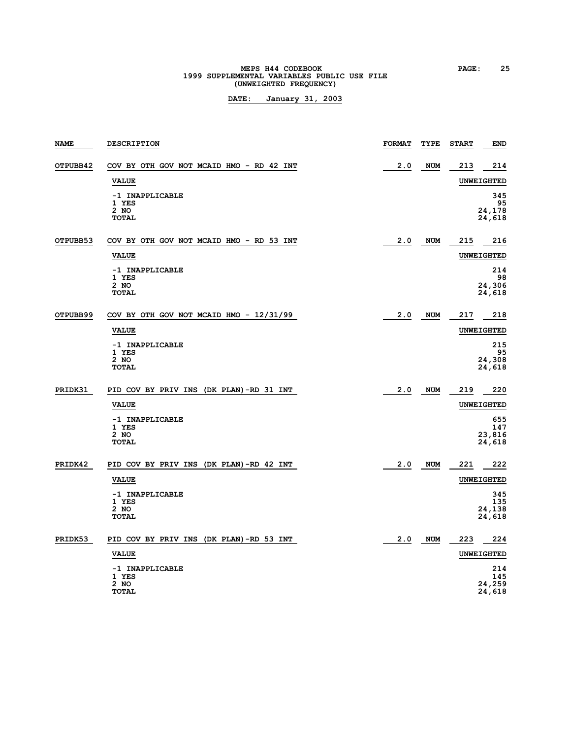| NAME | DESCRIPTION | FORMAT | TYPE | START | END |
|---|---|---|---|---|---|
| OTPUBB42 | COV BY OTH GOV NOT MCAID HMO - RD 42 INT | 2.0 | NUM | 213 | 214 |

| VALUE | UNWEIGHTED |
|---|---|
| -1 INAPPLICABLE | 345 |
| 1 YES | 95 |
| 2 NO | 24,178 |
| TOTAL | 24,618 |

| NAME | DESCRIPTION | FORMAT | TYPE | START | END |
|---|---|---|---|---|---|
| OTPUBB53 | COV BY OTH GOV NOT MCAID HMO - RD 53 INT | 2.0 | NUM | 215 | 216 |

| VALUE | UNWEIGHTED |
|---|---|
| -1 INAPPLICABLE | 214 |
| 1 YES | 98 |
| 2 NO | 24,306 |
| TOTAL | 24,618 |

| NAME | DESCRIPTION | FORMAT | TYPE | START | END |
|---|---|---|---|---|---|
| OTPUBB99 | COV BY OTH GOV NOT MCAID HMO - 12/31/99 | 2.0 | NUM | 217 | 218 |

| VALUE | UNWEIGHTED |
|---|---|
| -1 INAPPLICABLE | 215 |
| 1 YES | 95 |
| 2 NO | 24,308 |
| TOTAL | 24,618 |

| NAME | DESCRIPTION | FORMAT | TYPE | START | END |
|---|---|---|---|---|---|
| PRIDK31 | PID COV BY PRIV INS (DK PLAN)-RD 31 INT | 2.0 | NUM | 219 | 220 |

| VALUE | UNWEIGHTED |
|---|---|
| -1 INAPPLICABLE | 655 |
| 1 YES | 147 |
| 2 NO | 23,816 |
| TOTAL | 24,618 |

| NAME | DESCRIPTION | FORMAT | TYPE | START | END |
|---|---|---|---|---|---|
| PRIDK42 | PID COV BY PRIV INS (DK PLAN)-RD 42 INT | 2.0 | NUM | 221 | 222 |

| VALUE | UNWEIGHTED |
|---|---|
| -1 INAPPLICABLE | 345 |
| 1 YES | 135 |
| 2 NO | 24,138 |
| TOTAL | 24,618 |

| NAME | DESCRIPTION | FORMAT | TYPE | START | END |
|---|---|---|---|---|---|
| PRIDK53 | PID COV BY PRIV INS (DK PLAN)-RD 53 INT | 2.0 | NUM | 223 | 224 |

| VALUE | UNWEIGHTED |
|---|---|
| -1 INAPPLICABLE | 214 |
| 1 YES | 145 |
| 2 NO | 24,259 |
| TOTAL | 24,618 |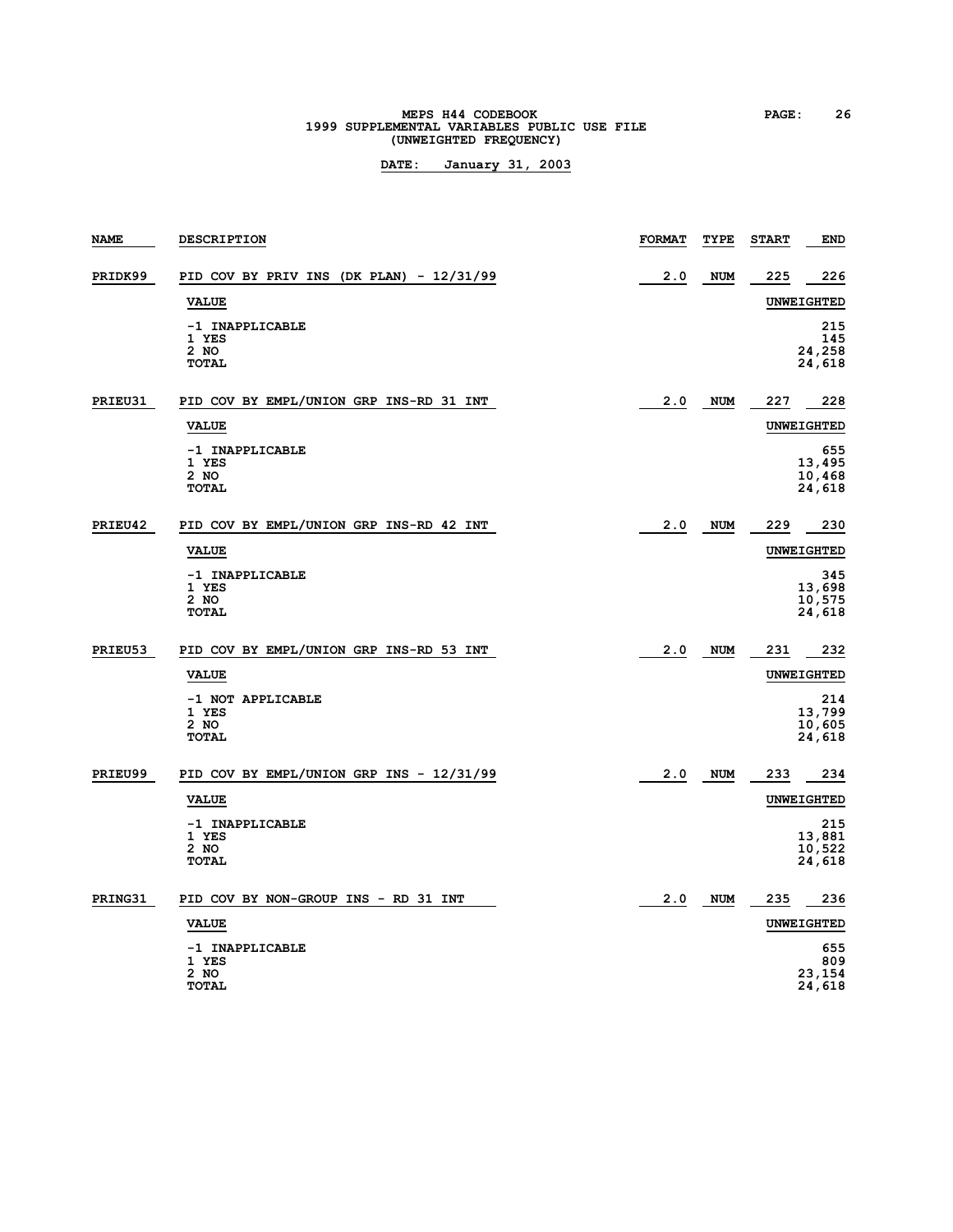| NAME | DESCRIPTION | FORMAT | TYPE | START | END |
|---|---|---|---|---|---|
| PRIDK99 | PID COV BY PRIV INS (DK PLAN) - 12/31/99 | 2.0 | NUM | 225 | 226 |

| VALUE | UNWEIGHTED |
|---|---|
| -1 INAPPLICABLE | 215 |
| 1 YES | 145 |
| 2 NO | 24,258 |
| TOTAL | 24,618 |

| NAME | DESCRIPTION | FORMAT | TYPE | START | END |
|---|---|---|---|---|---|
| PRIEU31 | PID COV BY EMPL/UNION GRP INS-RD 31 INT | 2.0 | NUM | 227 | 228 |

| VALUE | UNWEIGHTED |
|---|---|
| -1 INAPPLICABLE | 655 |
| 1 YES | 13,495 |
| 2 NO | 10,468 |
| TOTAL | 24,618 |

| NAME | DESCRIPTION | FORMAT | TYPE | START | END |
|---|---|---|---|---|---|
| PRIEU42 | PID COV BY EMPL/UNION GRP INS-RD 42 INT | 2.0 | NUM | 229 | 230 |

| VALUE | UNWEIGHTED |
|---|---|
| -1 INAPPLICABLE | 345 |
| 1 YES | 13,698 |
| 2 NO | 10,575 |
| TOTAL | 24,618 |

| NAME | DESCRIPTION | FORMAT | TYPE | START | END |
|---|---|---|---|---|---|
| PRIEU53 | PID COV BY EMPL/UNION GRP INS-RD 53 INT | 2.0 | NUM | 231 | 232 |

| VALUE | UNWEIGHTED |
|---|---|
| -1 NOT APPLICABLE | 214 |
| 1 YES | 13,799 |
| 2 NO | 10,605 |
| TOTAL | 24,618 |

| NAME | DESCRIPTION | FORMAT | TYPE | START | END |
|---|---|---|---|---|---|
| PRIEU99 | PID COV BY EMPL/UNION GRP INS - 12/31/99 | 2.0 | NUM | 233 | 234 |

| VALUE | UNWEIGHTED |
|---|---|
| -1 INAPPLICABLE | 215 |
| 1 YES | 13,881 |
| 2 NO | 10,522 |
| TOTAL | 24,618 |

| NAME | DESCRIPTION | FORMAT | TYPE | START | END |
|---|---|---|---|---|---|
| PRING31 | PID COV BY NON-GROUP INS - RD 31 INT | 2.0 | NUM | 235 | 236 |

| VALUE | UNWEIGHTED |
|---|---|
| -1 INAPPLICABLE | 655 |
| 1 YES | 809 |
| 2 NO | 23,154 |
| TOTAL | 24,618 |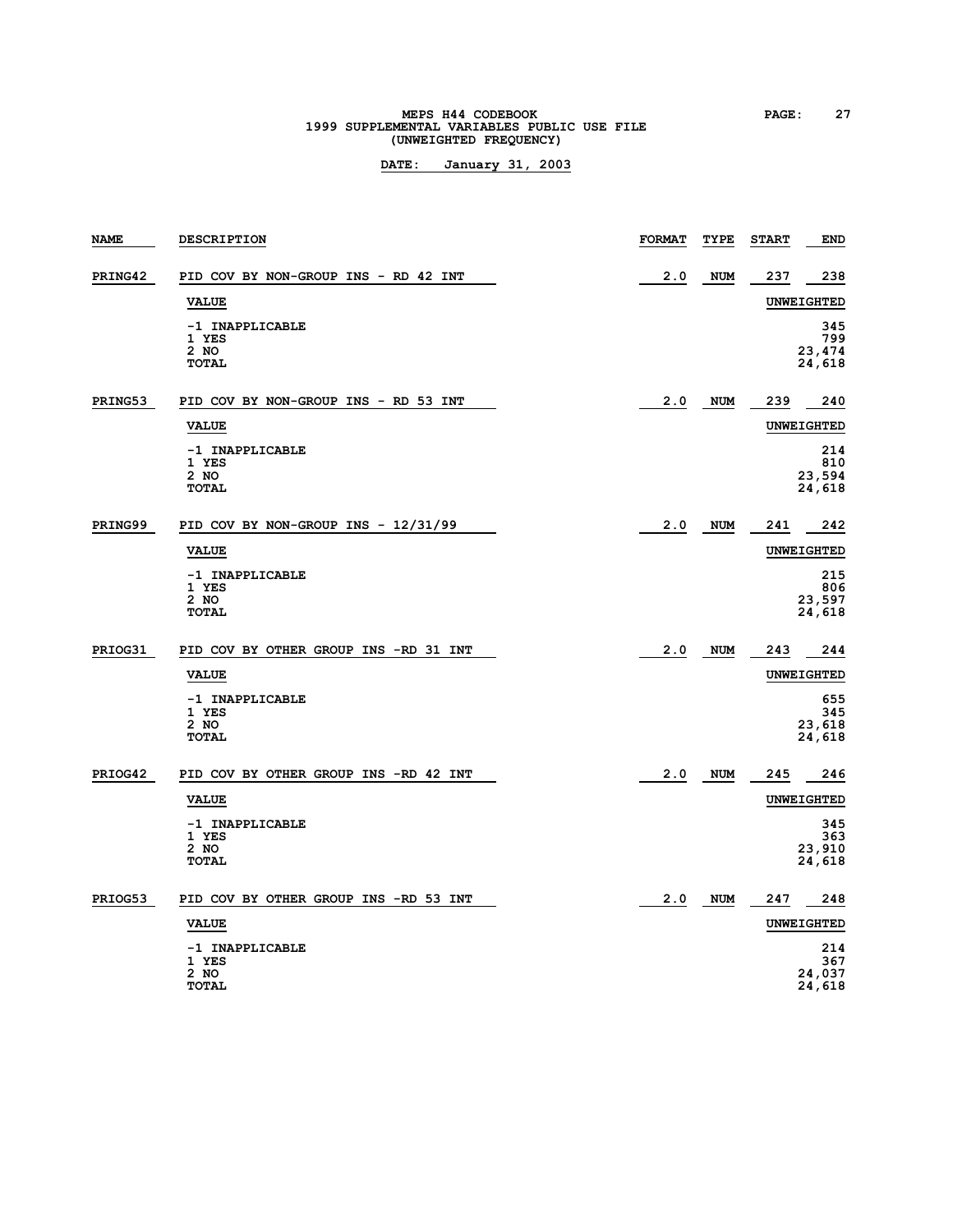MEPS H44 CODEBOOK
1999 SUPPLEMENTAL VARIABLES PUBLIC USE FILE
(UNWEIGHTED FREQUENCY)

**DATE: January 31, 2003**

| NAME | DESCRIPTION | FORMAT | TYPE | START | END |
|---|---|---|---|---|---|
| PRING42 | PID COV BY NON-GROUP INS - RD 42 INT | 2.0 | NUM | 237 | 238 |

| VALUE | UNWEIGHTED |
|---|---|
| -1 INAPPLICABLE | 345 |
| 1 YES | 799 |
| 2 NO | 23,474 |
| TOTAL | 24,618 |

| NAME | DESCRIPTION | FORMAT | TYPE | START | END |
|---|---|---|---|---|---|
| PRING53 | PID COV BY NON-GROUP INS - RD 53 INT | 2.0 | NUM | 239 | 240 |

| VALUE | UNWEIGHTED |
|---|---|
| -1 INAPPLICABLE | 214 |
| 1 YES | 810 |
| 2 NO | 23,594 |
| TOTAL | 24,618 |

| NAME | DESCRIPTION | FORMAT | TYPE | START | END |
|---|---|---|---|---|---|
| PRING99 | PID COV BY NON-GROUP INS - 12/31/99 | 2.0 | NUM | 241 | 242 |

| VALUE | UNWEIGHTED |
|---|---|
| -1 INAPPLICABLE | 215 |
| 1 YES | 806 |
| 2 NO | 23,597 |
| TOTAL | 24,618 |

| NAME | DESCRIPTION | FORMAT | TYPE | START | END |
|---|---|---|---|---|---|
| PRIOG31 | PID COV BY OTHER GROUP INS -RD 31 INT | 2.0 | NUM | 243 | 244 |

| VALUE | UNWEIGHTED |
|---|---|
| -1 INAPPLICABLE | 655 |
| 1 YES | 345 |
| 2 NO | 23,618 |
| TOTAL | 24,618 |

| NAME | DESCRIPTION | FORMAT | TYPE | START | END |
|---|---|---|---|---|---|
| PRIOG42 | PID COV BY OTHER GROUP INS -RD 42 INT | 2.0 | NUM | 245 | 246 |

| VALUE | UNWEIGHTED |
|---|---|
| -1 INAPPLICABLE | 345 |
| 1 YES | 363 |
| 2 NO | 23,910 |
| TOTAL | 24,618 |

| NAME | DESCRIPTION | FORMAT | TYPE | START | END |
|---|---|---|---|---|---|
| PRIOG53 | PID COV BY OTHER GROUP INS -RD 53 INT | 2.0 | NUM | 247 | 248 |

| VALUE | UNWEIGHTED |
|---|---|
| -1 INAPPLICABLE | 214 |
| 1 YES | 367 |
| 2 NO | 24,037 |
| TOTAL | 24,618 |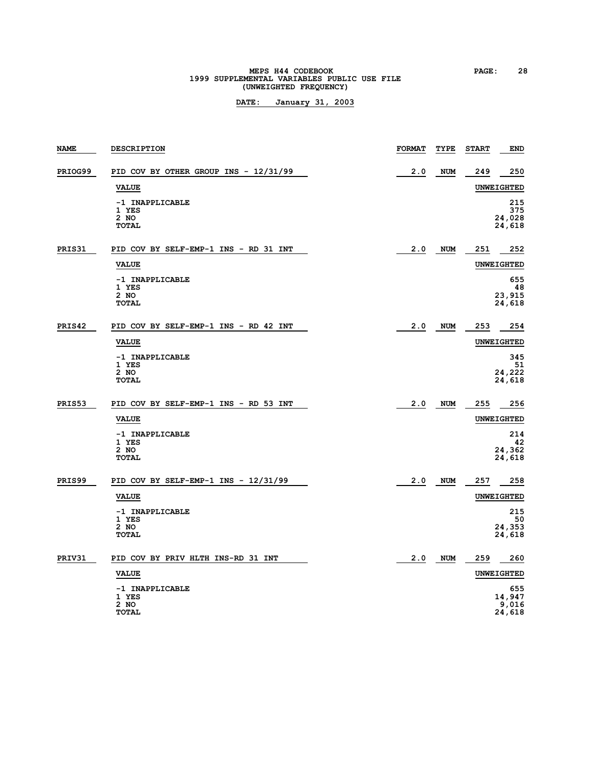MEPS H44 CODEBOOK
1999 SUPPLEMENTAL VARIABLES PUBLIC USE FILE
(UNWEIGHTED FREQUENCY)

**DATE: January 31, 2003**

| NAME | DESCRIPTION | FORMAT | TYPE | START | END |
|---|---|---|---|---|---|
| **PRIOG99** | PID COV BY OTHER GROUP INS - 12/31/99 | 2.0 | NUM | 249 | 250 |
| | **VALUE** | | | | **UNWEIGHTED** |
| | -1 INAPPLICABLE | | | | 215 |
| | 1 YES | | | | 375 |
| | 2 NO | | | | 24,028 |
| | **TOTAL** | | | | 24,618 |
| **PRIS31** | PID COV BY SELF-EMP-1 INS - RD 31 INT | 2.0 | NUM | 251 | 252 |
| | **VALUE** | | | | **UNWEIGHTED** |
| | -1 INAPPLICABLE | | | | 655 |
| | 1 YES | | | | 48 |
| | 2 NO | | | | 23,915 |
| | **TOTAL** | | | | 24,618 |
| **PRIS42** | PID COV BY SELF-EMP-1 INS - RD 42 INT | 2.0 | NUM | 253 | 254 |
| | **VALUE** | | | | **UNWEIGHTED** |
| | -1 INAPPLICABLE | | | | 345 |
| | 1 YES | | | | 51 |
| | 2 NO | | | | 24,222 |
| | **TOTAL** | | | | 24,618 |
| **PRIS53** | PID COV BY SELF-EMP-1 INS - RD 53 INT | 2.0 | NUM | 255 | 256 |
| | **VALUE** | | | | **UNWEIGHTED** |
| | -1 INAPPLICABLE | | | | 214 |
| | 1 YES | | | | 42 |
| | 2 NO | | | | 24,362 |
| | **TOTAL** | | | | 24,618 |
| **PRIS99** | PID COV BY SELF-EMP-1 INS - 12/31/99 | 2.0 | NUM | 257 | 258 |
| | **VALUE** | | | | **UNWEIGHTED** |
| | -1 INAPPLICABLE | | | | 215 |
| | 1 YES | | | | 50 |
| | 2 NO | | | | 24,353 |
| | **TOTAL** | | | | 24,618 |
| **PRIV31** | PID COV BY PRIV HLTH INS-RD 31 INT | 2.0 | NUM | 259 | 260 |
| | **VALUE** | | | | **UNWEIGHTED** |
| | -1 INAPPLICABLE | | | | 655 |
| | 1 YES | | | | 14,947 |
| | 2 NO | | | | 9,016 |
| | **TOTAL** | | | | 24,618 |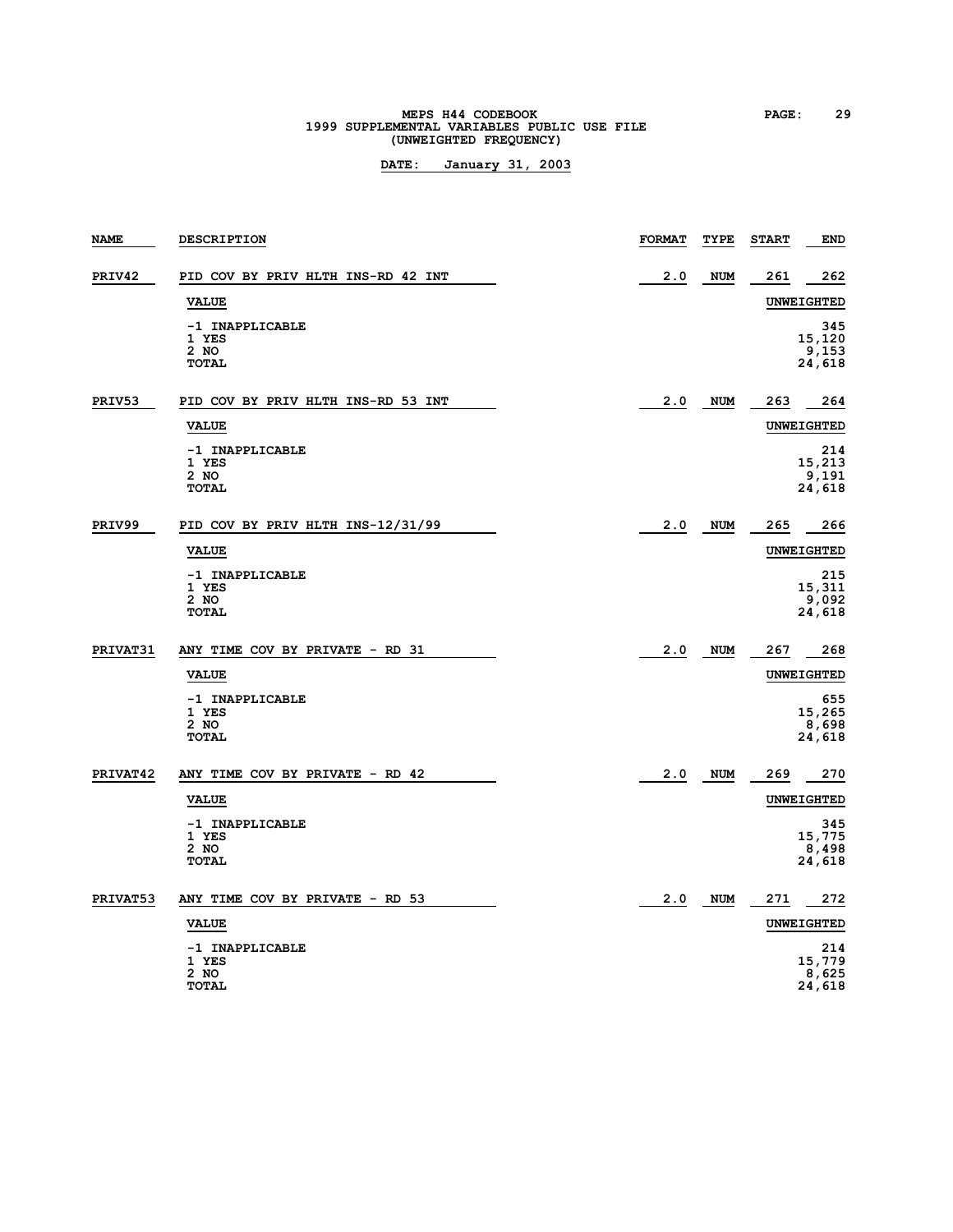MEPS H44 CODEBOOK
1999 SUPPLEMENTAL VARIABLES PUBLIC USE FILE
(UNWEIGHTED FREQUENCY)

**DATE: January 31, 2003**

| NAME | DESCRIPTION | FORMAT | TYPE | START | END |
|---|---|---|---|---|---|
| PRIV42 | PID COV BY PRIV HLTH INS-RD 42 INT | 2.0 | NUM | 261 | 262 |

| VALUE | UNWEIGHTED |
|---|---|
| -1 INAPPLICABLE | 345 |
| 1 YES | 15,120 |
| 2 NO | 9,153 |
| TOTAL | 24,618 |

| NAME | DESCRIPTION | FORMAT | TYPE | START | END |
|---|---|---|---|---|---|
| PRIV53 | PID COV BY PRIV HLTH INS-RD 53 INT | 2.0 | NUM | 263 | 264 |

| VALUE | UNWEIGHTED |
|---|---|
| -1 INAPPLICABLE | 214 |
| 1 YES | 15,213 |
| 2 NO | 9,191 |
| TOTAL | 24,618 |

| NAME | DESCRIPTION | FORMAT | TYPE | START | END |
|---|---|---|---|---|---|
| PRIV99 | PID COV BY PRIV HLTH INS-12/31/99 | 2.0 | NUM | 265 | 266 |

| VALUE | UNWEIGHTED |
|---|---|
| -1 INAPPLICABLE | 215 |
| 1 YES | 15,311 |
| 2 NO | 9,092 |
| TOTAL | 24,618 |

| NAME | DESCRIPTION | FORMAT | TYPE | START | END |
|---|---|---|---|---|---|
| PRIVAT31 | ANY TIME COV BY PRIVATE - RD 31 | 2.0 | NUM | 267 | 268 |

| VALUE | UNWEIGHTED |
|---|---|
| -1 INAPPLICABLE | 655 |
| 1 YES | 15,265 |
| 2 NO | 8,698 |
| TOTAL | 24,618 |

| NAME | DESCRIPTION | FORMAT | TYPE | START | END |
|---|---|---|---|---|---|
| PRIVAT42 | ANY TIME COV BY PRIVATE - RD 42 | 2.0 | NUM | 269 | 270 |

| VALUE | UNWEIGHTED |
|---|---|
| -1 INAPPLICABLE | 345 |
| 1 YES | 15,775 |
| 2 NO | 8,498 |
| TOTAL | 24,618 |

| NAME | DESCRIPTION | FORMAT | TYPE | START | END |
|---|---|---|---|---|---|
| PRIVAT53 | ANY TIME COV BY PRIVATE - RD 53 | 2.0 | NUM | 271 | 272 |

| VALUE | UNWEIGHTED |
|---|---|
| -1 INAPPLICABLE | 214 |
| 1 YES | 15,779 |
| 2 NO | 8,625 |
| TOTAL | 24,618 |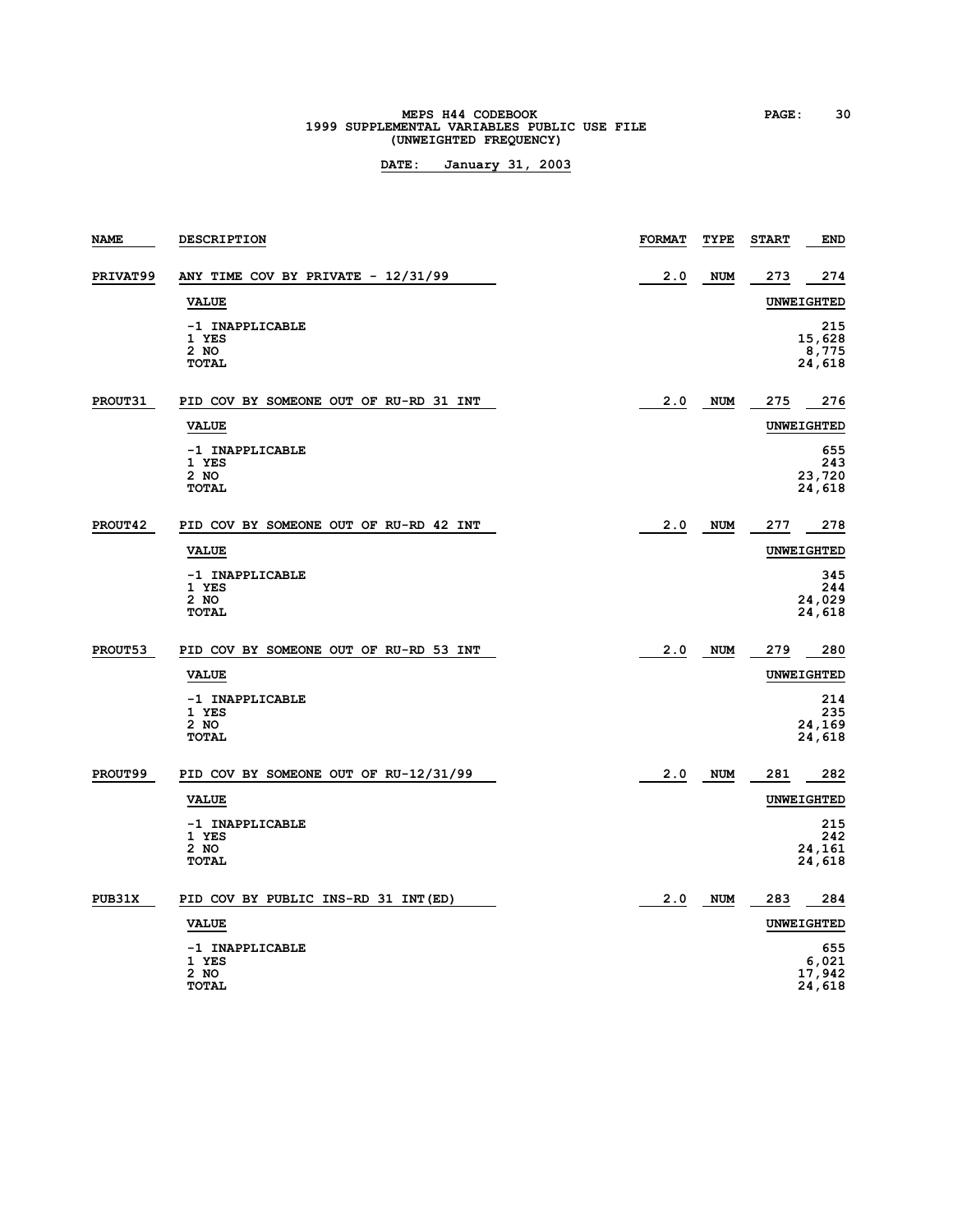| NAME | DESCRIPTION | FORMAT | TYPE | START | END |
|---|---|---|---|---|---|
| PRIVAT99 | ANY TIME COV BY PRIVATE - 12/31/99 | 2.0 | NUM | 273 | 274 |

| VALUE | UNWEIGHTED |
|---|---|
| -1 INAPPLICABLE | 215 |
| 1 YES | 15,628 |
| 2 NO | 8,775 |
| TOTAL | 24,618 |

| NAME | DESCRIPTION | FORMAT | TYPE | START | END |
|---|---|---|---|---|---|
| PROUT31 | PID COV BY SOMEONE OUT OF RU-RD 31 INT | 2.0 | NUM | 275 | 276 |

| VALUE | UNWEIGHTED |
|---|---|
| -1 INAPPLICABLE | 655 |
| 1 YES | 243 |
| 2 NO | 23,720 |
| TOTAL | 24,618 |

| NAME | DESCRIPTION | FORMAT | TYPE | START | END |
|---|---|---|---|---|---|
| PROUT42 | PID COV BY SOMEONE OUT OF RU-RD 42 INT | 2.0 | NUM | 277 | 278 |

| VALUE | UNWEIGHTED |
|---|---|
| -1 INAPPLICABLE | 345 |
| 1 YES | 244 |
| 2 NO | 24,029 |
| TOTAL | 24,618 |

| NAME | DESCRIPTION | FORMAT | TYPE | START | END |
|---|---|---|---|---|---|
| PROUT53 | PID COV BY SOMEONE OUT OF RU-RD 53 INT | 2.0 | NUM | 279 | 280 |

| VALUE | UNWEIGHTED |
|---|---|
| -1 INAPPLICABLE | 214 |
| 1 YES | 235 |
| 2 NO | 24,169 |
| TOTAL | 24,618 |

| NAME | DESCRIPTION | FORMAT | TYPE | START | END |
|---|---|---|---|---|---|
| PROUT99 | PID COV BY SOMEONE OUT OF RU-12/31/99 | 2.0 | NUM | 281 | 282 |

| VALUE | UNWEIGHTED |
|---|---|
| -1 INAPPLICABLE | 215 |
| 1 YES | 242 |
| 2 NO | 24,161 |
| TOTAL | 24,618 |

| NAME | DESCRIPTION | FORMAT | TYPE | START | END |
|---|---|---|---|---|---|
| PUB31X | PID COV BY PUBLIC INS-RD 31 INT(ED) | 2.0 | NUM | 283 | 284 |

| VALUE | UNWEIGHTED |
|---|---|
| -1 INAPPLICABLE | 655 |
| 1 YES | 6,021 |
| 2 NO | 17,942 |
| TOTAL | 24,618 |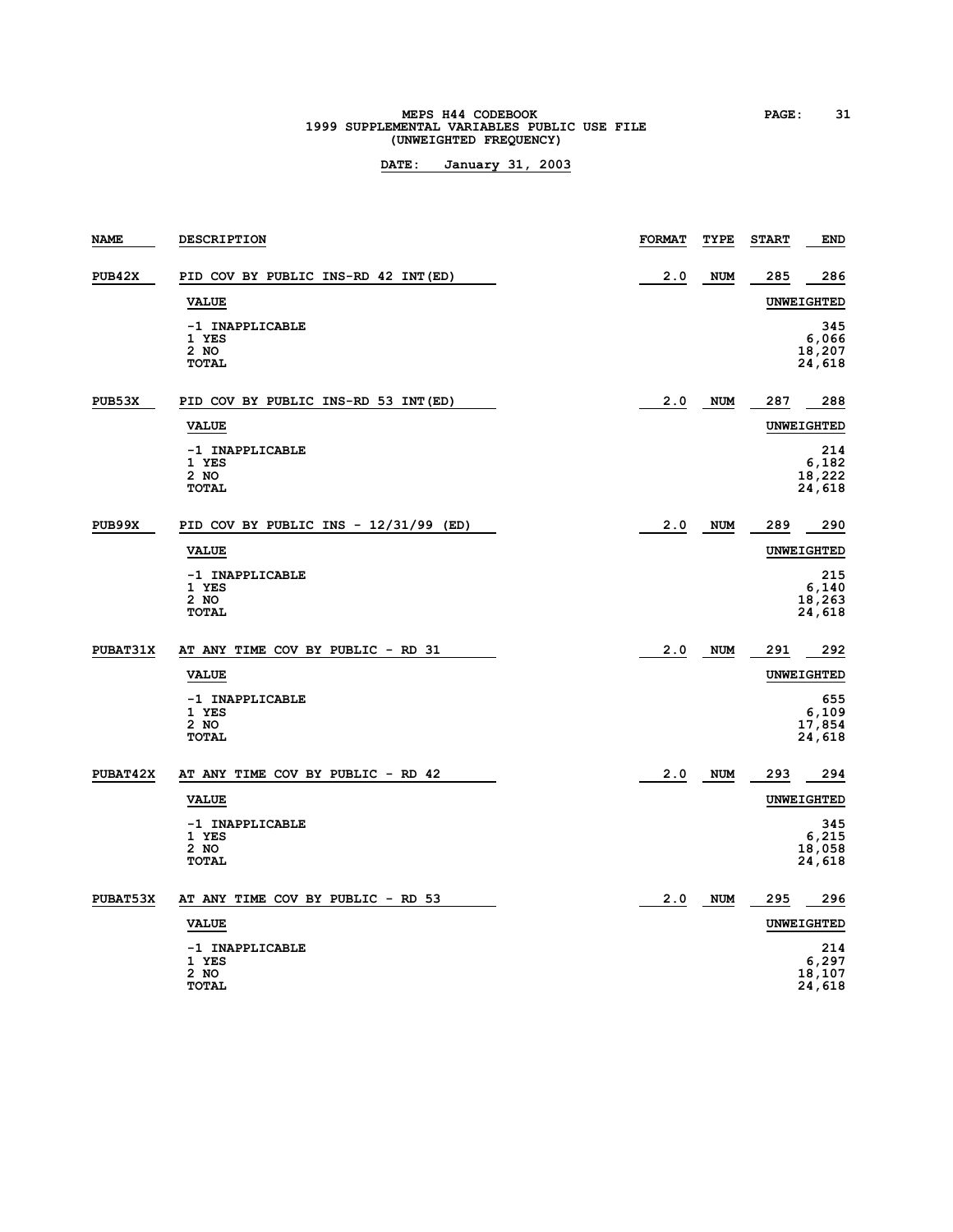MEPS H44 CODEBOOK
1999 SUPPLEMENTAL VARIABLES PUBLIC USE FILE
(UNWEIGHTED FREQUENCY)

**DATE: January 31, 2003**

| NAME | DESCRIPTION | FORMAT | TYPE | START | END |
|---|---|---|---|---|---|
| **PUB42X** | PID COV BY PUBLIC INS-RD 42 INT(ED) | 2.0 | NUM | 285 | 286 |

| VALUE | UNWEIGHTED |
|---|---|
| -1 INAPPLICABLE | 345 |
| 1 YES | 6,066 |
| 2 NO | 18,207 |
| TOTAL | 24,618 |

| NAME | DESCRIPTION | FORMAT | TYPE | START | END |
|---|---|---|---|---|---|
| **PUB53X** | PID COV BY PUBLIC INS-RD 53 INT(ED) | 2.0 | NUM | 287 | 288 |

| VALUE | UNWEIGHTED |
|---|---|
| -1 INAPPLICABLE | 214 |
| 1 YES | 6,182 |
| 2 NO | 18,222 |
| TOTAL | 24,618 |

| NAME | DESCRIPTION | FORMAT | TYPE | START | END |
|---|---|---|---|---|---|
| **PUB99X** | PID COV BY PUBLIC INS - 12/31/99 (ED) | 2.0 | NUM | 289 | 290 |

| VALUE | UNWEIGHTED |
|---|---|
| -1 INAPPLICABLE | 215 |
| 1 YES | 6,140 |
| 2 NO | 18,263 |
| TOTAL | 24,618 |

| NAME | DESCRIPTION | FORMAT | TYPE | START | END |
|---|---|---|---|---|---|
| **PUBAT31X** | AT ANY TIME COV BY PUBLIC - RD 31 | 2.0 | NUM | 291 | 292 |

| VALUE | UNWEIGHTED |
|---|---|
| -1 INAPPLICABLE | 655 |
| 1 YES | 6,109 |
| 2 NO | 17,854 |
| TOTAL | 24,618 |

| NAME | DESCRIPTION | FORMAT | TYPE | START | END |
|---|---|---|---|---|---|
| **PUBAT42X** | AT ANY TIME COV BY PUBLIC - RD 42 | 2.0 | NUM | 293 | 294 |

| VALUE | UNWEIGHTED |
|---|---|
| -1 INAPPLICABLE | 345 |
| 1 YES | 6,215 |
| 2 NO | 18,058 |
| TOTAL | 24,618 |

| NAME | DESCRIPTION | FORMAT | TYPE | START | END |
|---|---|---|---|---|---|
| **PUBAT53X** | AT ANY TIME COV BY PUBLIC - RD 53 | 2.0 | NUM | 295 | 296 |

| VALUE | UNWEIGHTED |
|---|---|
| -1 INAPPLICABLE | 214 |
| 1 YES | 6,297 |
| 2 NO | 18,107 |
| TOTAL | 24,618 |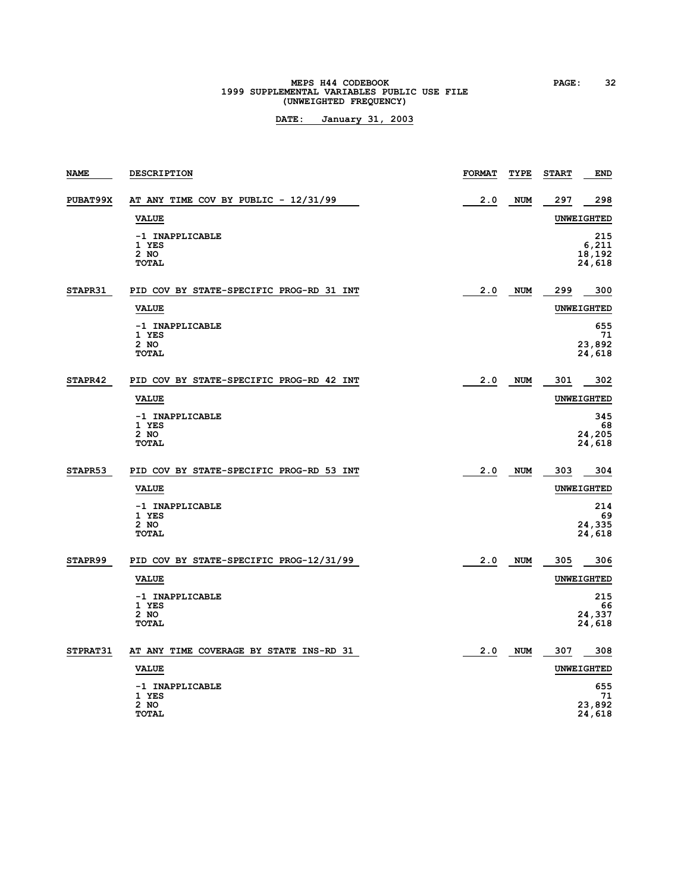MEPS H44 CODEBOOK
1999 SUPPLEMENTAL VARIABLES PUBLIC USE FILE
(UNWEIGHTED FREQUENCY)

**DATE: January 31, 2003**

| NAME | DESCRIPTION | FORMAT | TYPE | START | END |
|---|---|---|---|---|---|
| PUBAT99X | AT ANY TIME COV BY PUBLIC - 12/31/99 | 2.0 | NUM | 297 | 298 |

| VALUE | UNWEIGHTED |
|---|---|
| -1 INAPPLICABLE | 215 |
| 1 YES | 6,211 |
| 2 NO | 18,192 |
| TOTAL | 24,618 |

| NAME | DESCRIPTION | FORMAT | TYPE | START | END |
|---|---|---|---|---|---|
| STAPR31 | PID COV BY STATE-SPECIFIC PROG-RD 31 INT | 2.0 | NUM | 299 | 300 |

| VALUE | UNWEIGHTED |
|---|---|
| -1 INAPPLICABLE | 655 |
| 1 YES | 71 |
| 2 NO | 23,892 |
| TOTAL | 24,618 |

| NAME | DESCRIPTION | FORMAT | TYPE | START | END |
|---|---|---|---|---|---|
| STAPR42 | PID COV BY STATE-SPECIFIC PROG-RD 42 INT | 2.0 | NUM | 301 | 302 |

| VALUE | UNWEIGHTED |
|---|---|
| -1 INAPPLICABLE | 345 |
| 1 YES | 68 |
| 2 NO | 24,205 |
| TOTAL | 24,618 |

| NAME | DESCRIPTION | FORMAT | TYPE | START | END |
|---|---|---|---|---|---|
| STAPR53 | PID COV BY STATE-SPECIFIC PROG-RD 53 INT | 2.0 | NUM | 303 | 304 |

| VALUE | UNWEIGHTED |
|---|---|
| -1 INAPPLICABLE | 214 |
| 1 YES | 69 |
| 2 NO | 24,335 |
| TOTAL | 24,618 |

| NAME | DESCRIPTION | FORMAT | TYPE | START | END |
|---|---|---|---|---|---|
| STAPR99 | PID COV BY STATE-SPECIFIC PROG-12/31/99 | 2.0 | NUM | 305 | 306 |

| VALUE | UNWEIGHTED |
|---|---|
| -1 INAPPLICABLE | 215 |
| 1 YES | 66 |
| 2 NO | 24,337 |
| TOTAL | 24,618 |

| NAME | DESCRIPTION | FORMAT | TYPE | START | END |
|---|---|---|---|---|---|
| STPRAT31 | AT ANY TIME COVERAGE BY STATE INS-RD 31 | 2.0 | NUM | 307 | 308 |

| VALUE | UNWEIGHTED |
|---|---|
| -1 INAPPLICABLE | 655 |
| 1 YES | 71 |
| 2 NO | 23,892 |
| TOTAL | 24,618 |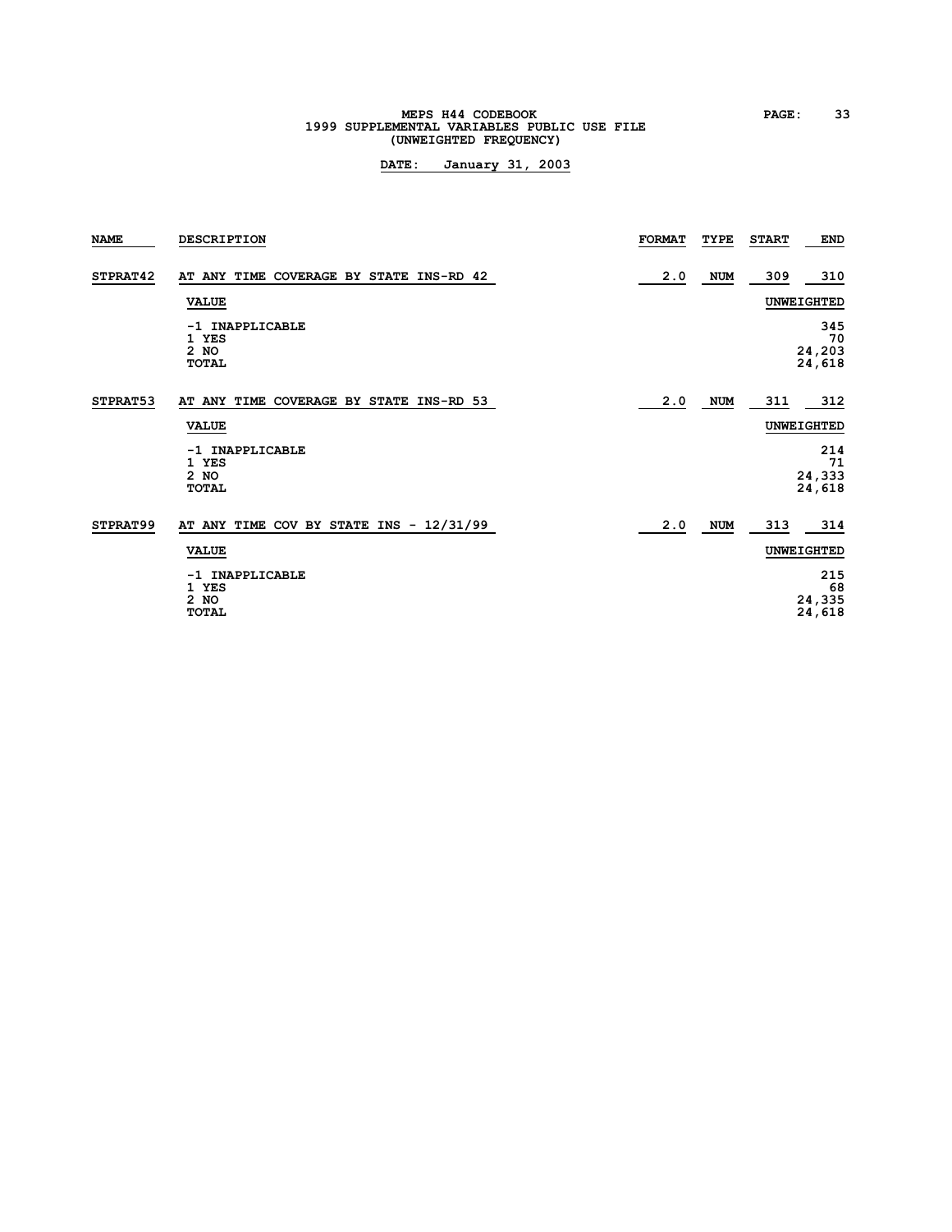| NAME | DESCRIPTION | FORMAT | TYPE | START | END |
|---|---|---|---|---|---|
| STPRAT42 | AT ANY TIME COVERAGE BY STATE INS-RD 42 | 2.0 | NUM | 309 | 310 |

| VALUE | UNWEIGHTED |
|---|---|
| -1 INAPPLICABLE | 345 |
| 1 YES | 70 |
| 2 NO | 24,203 |
| TOTAL | 24,618 |

| NAME | DESCRIPTION | FORMAT | TYPE | START | END |
|---|---|---|---|---|---|
| STPRAT53 | AT ANY TIME COVERAGE BY STATE INS-RD 53 | 2.0 | NUM | 311 | 312 |

| VALUE | UNWEIGHTED |
|---|---|
| -1 INAPPLICABLE | 214 |
| 1 YES | 71 |
| 2 NO | 24,333 |
| TOTAL | 24,618 |

| NAME | DESCRIPTION | FORMAT | TYPE | START | END |
|---|---|---|---|---|---|
| STPRAT99 | AT ANY TIME COV BY STATE INS - 12/31/99 | 2.0 | NUM | 313 | 314 |

| VALUE | UNWEIGHTED |
|---|---|
| -1 INAPPLICABLE | 215 |
| 1 YES | 68 |
| 2 NO | 24,335 |
| TOTAL | 24,618 |